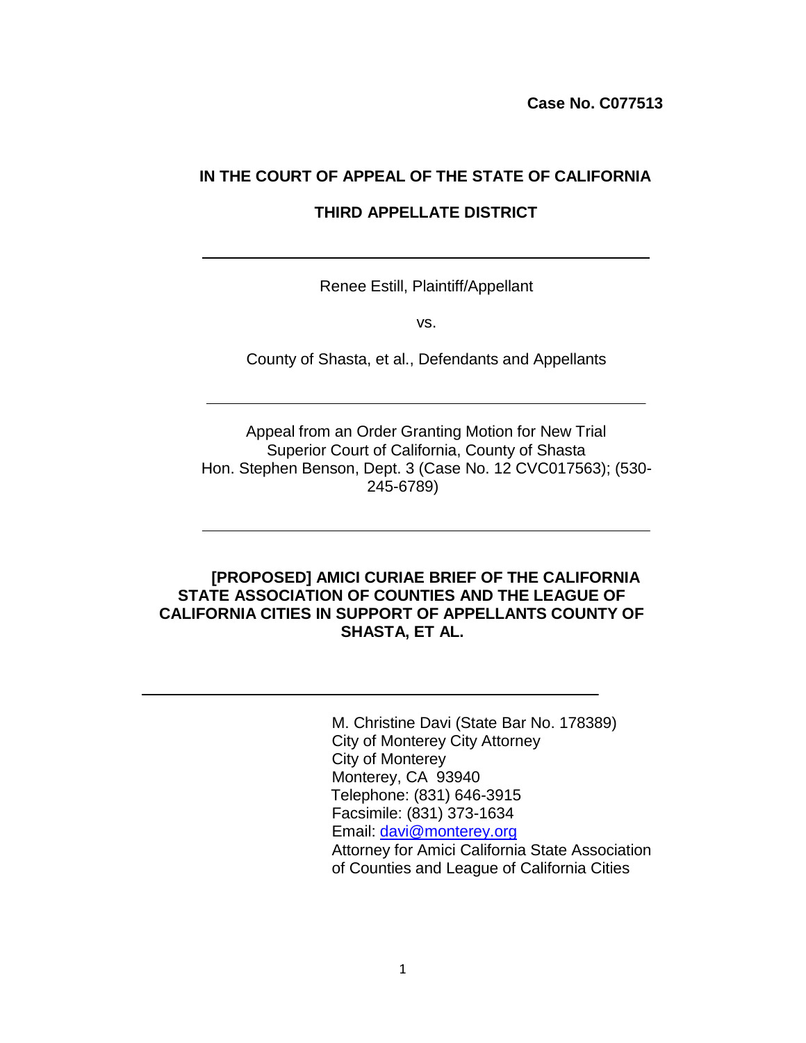**Case No. C077513**

**IN THE COURT OF APPEAL OF THE STATE OF CALIFORNIA**

**THIRD APPELLATE DISTRICT**

---

Renee Estill, Plaintiff/Appellant

vs.

County of Shasta, et al., Defendants and Appellants

---

Appeal from an Order Granting Motion for New Trial
Superior Court of California, County of Shasta
Hon. Stephen Benson, Dept. 3 (Case No. 12 CVC017563); (530-245-6789)

---

**[PROPOSED] AMICI CURIAE BRIEF OF THE CALIFORNIA STATE ASSOCIATION OF COUNTIES AND THE LEAGUE OF CALIFORNIA CITIES IN SUPPORT OF APPELLANTS COUNTY OF SHASTA, ET AL.**

---

M. Christine Davi (State Bar No. 178389)
City of Monterey City Attorney
City of Monterey
Monterey, CA 93940
Telephone: (831) 646-3915
Facsimile: (831) 373-1634
Email: davi@monterey.org
Attorney for Amici California State Association of Counties and League of California Cities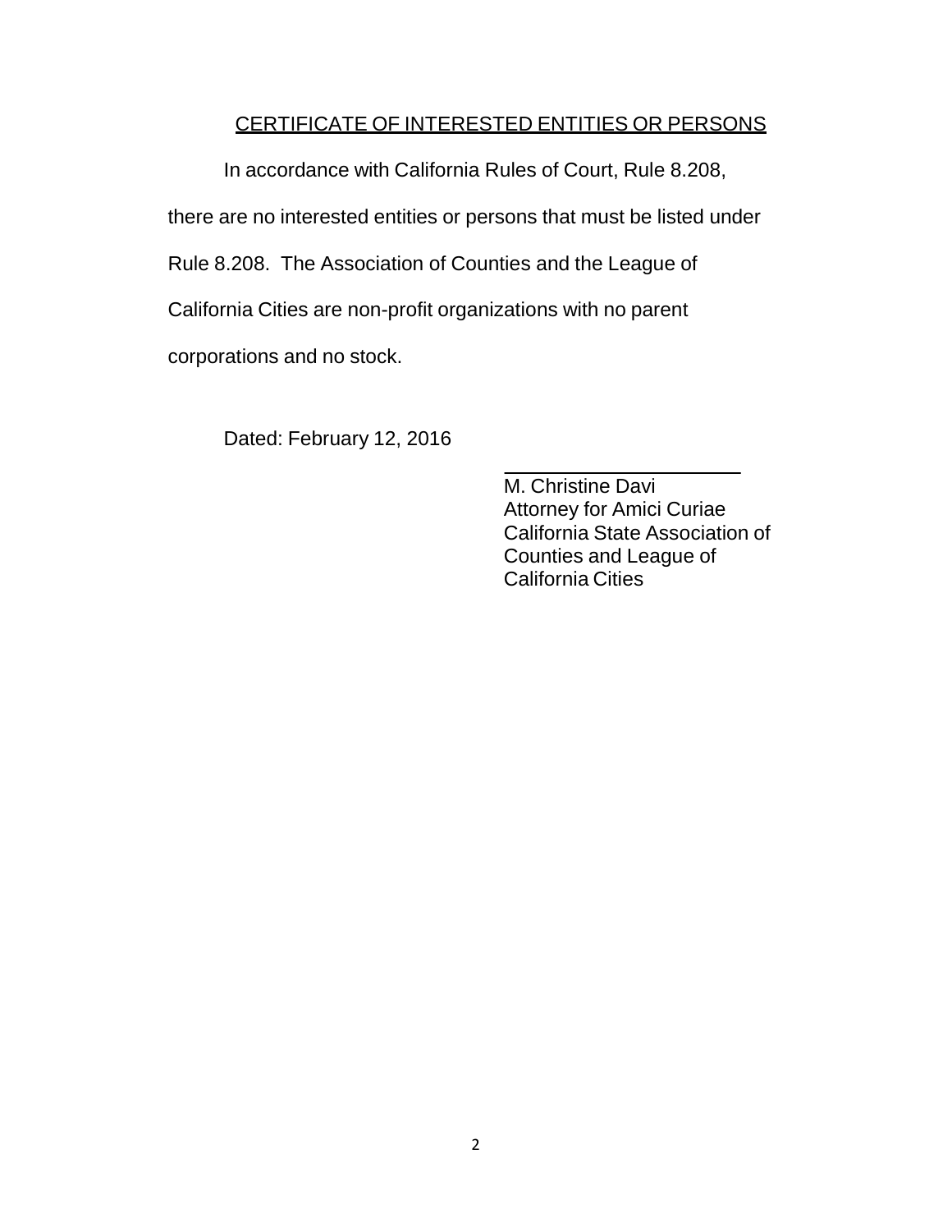## CERTIFICATE OF INTERESTED ENTITIES OR PERSONS

In accordance with California Rules of Court, Rule 8.208, there are no interested entities or persons that must be listed under Rule 8.208. The Association of Counties and the League of California Cities are non-profit organizations with no parent corporations and no stock.

Dated: February 12, 2016

M. Christine Davi  
Attorney for Amici Curiae  
California State Association of Counties and League of California Cities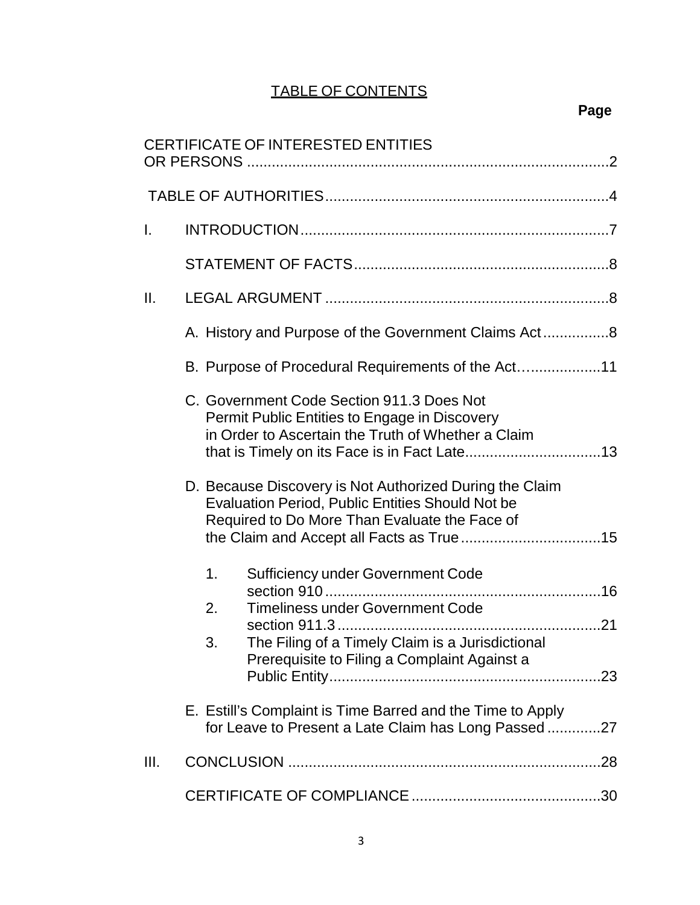# TABLE OF CONTENTS

**Page**

CERTIFICATE OF INTERESTED ENTITIES OR PERSONS .......................................................................................2

TABLE OF AUTHORITIES....................................................................4

I. INTRODUCTION..........................................................................7

STATEMENT OF FACTS.............................................................8

II. LEGAL ARGUMENT ....................................................................8

A. History and Purpose of the Government Claims Act................8

B. Purpose of Procedural Requirements of the Act…..................11

C. Government Code Section 911.3 Does Not Permit Public Entities to Engage in Discovery in Order to Ascertain the Truth of Whether a Claim that is Timely on its Face is in Fact Late.................................13

D. Because Discovery is Not Authorized During the Claim Evaluation Period, Public Entities Should Not be Required to Do More Than Evaluate the Face of the Claim and Accept all Facts as True..................................15

1. Sufficiency under Government Code section 910..................................................................16
2. Timeliness under Government Code section 911.3................................................................21
3. The Filing of a Timely Claim is a Jurisdictional Prerequisite to Filing a Complaint Against a Public Entity.................................................................23

E. Estill's Complaint is Time Barred and the Time to Apply for Leave to Present a Late Claim has Long Passed.............27

III. CONCLUSION ............................................................................28

CERTIFICATE OF COMPLIANCE.............................................30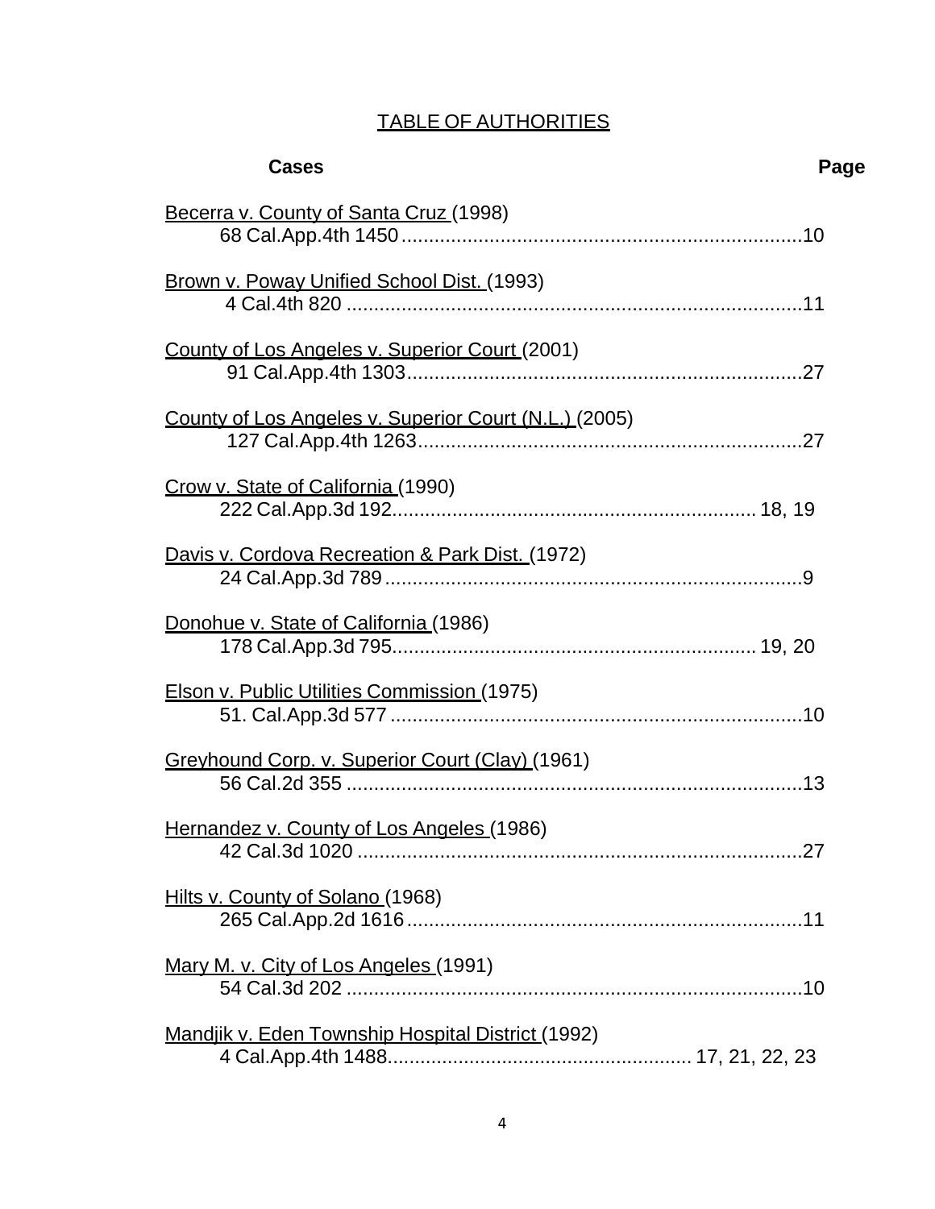# TABLE OF AUTHORITIES

| Cases | Page |
|---|---|
| Becerra v. County of Santa Cruz (1998) 68 Cal.App.4th 1450 | 10 |
| Brown v. Poway Unified School Dist. (1993) 4 Cal.4th 820 | 11 |
| County of Los Angeles v. Superior Court (2001) 91 Cal.App.4th 1303 | 27 |
| County of Los Angeles v. Superior Court (N.L.) (2005) 127 Cal.App.4th 1263 | 27 |
| Crow v. State of California (1990) 222 Cal.App.3d 192 | 18, 19 |
| Davis v. Cordova Recreation & Park Dist. (1972) 24 Cal.App.3d 789 | 9 |
| Donohue v. State of California (1986) 178 Cal.App.3d 795 | 19, 20 |
| Elson v. Public Utilities Commission (1975) 51. Cal.App.3d 577 | 10 |
| Greyhound Corp. v. Superior Court (Clay) (1961) 56 Cal.2d 355 | 13 |
| Hernandez v. County of Los Angeles (1986) 42 Cal.3d 1020 | 27 |
| Hilts v. County of Solano (1968) 265 Cal.App.2d 1616 | 11 |
| Mary M. v. City of Los Angeles (1991) 54 Cal.3d 202 | 10 |
| Mandjik v. Eden Township Hospital District (1992) 4 Cal.App.4th 1488 | 17, 21, 22, 23 |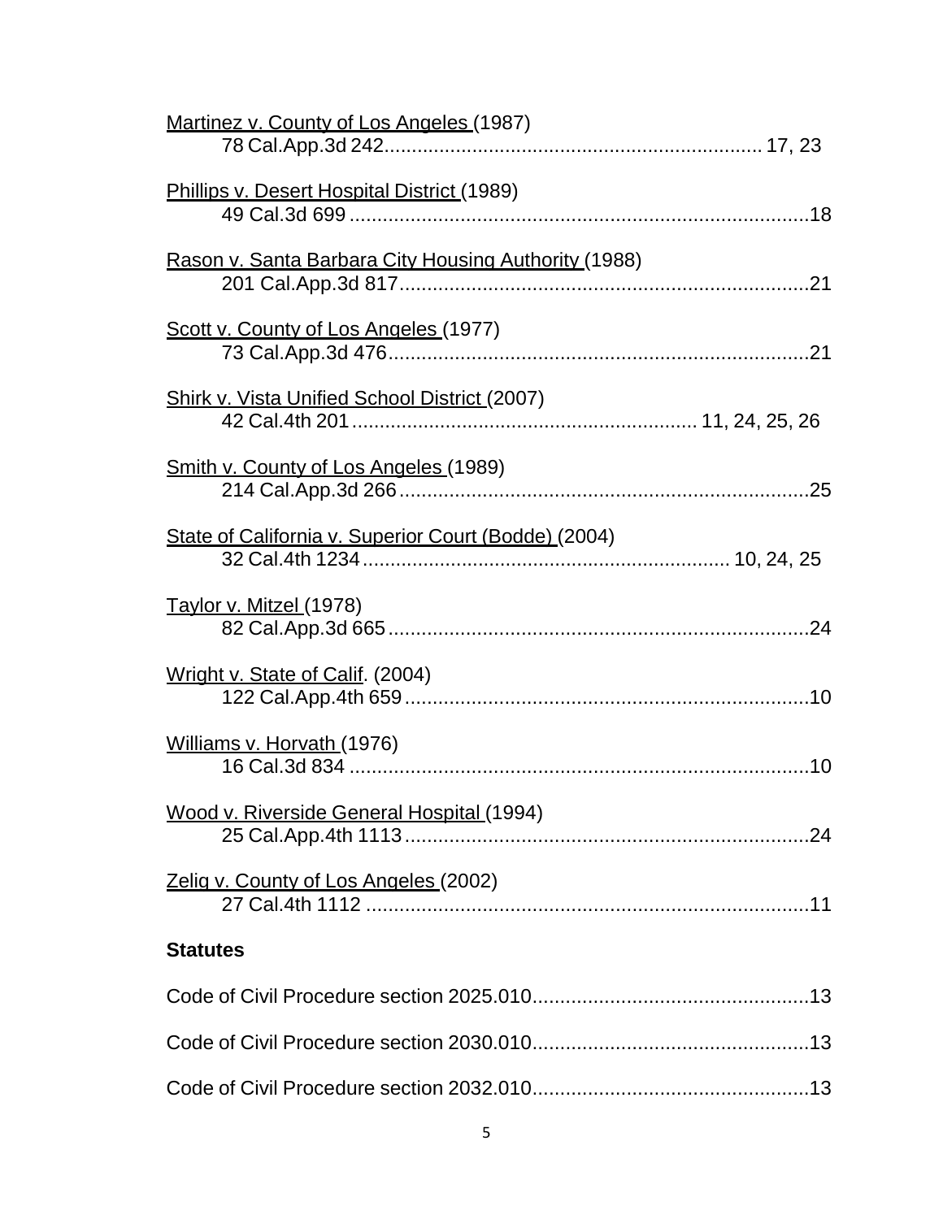Martinez v. County of Los Angeles (1987)
78 Cal.App.3d 242.................................................................... 17, 23

Phillips v. Desert Hospital District (1989)
49 Cal.3d 699 ....................................................................................18

Rason v. Santa Barbara City Housing Authority (1988)
201 Cal.App.3d 817...........................................................................21

Scott v. County of Los Angeles (1977)
73 Cal.App.3d 476.............................................................................21

Shirk v. Vista Unified School District (2007)
42 Cal.4th 201 ............................................................... 11, 24, 25, 26

Smith v. County of Los Angeles (1989)
214 Cal.App.3d 266...........................................................................25

State of California v. Superior Court (Bodde) (2004)
32 Cal.4th 1234.................................................................. 10, 24, 25

Taylor v. Mitzel (1978)
82 Cal.App.3d 665.............................................................................24

Wright v. State of Calif. (2004)
122 Cal.App.4th 659..........................................................................10

Williams v. Horvath (1976)
16 Cal.3d 834 ....................................................................................10

Wood v. Riverside General Hospital (1994)
25 Cal.App.4th 1113..........................................................................24

Zelig v. County of Los Angeles (2002)
27 Cal.4th 1112 .................................................................................11

**Statutes**

Code of Civil Procedure section 2025.010..................................................13

Code of Civil Procedure section 2030.010..................................................13

Code of Civil Procedure section 2032.010..................................................13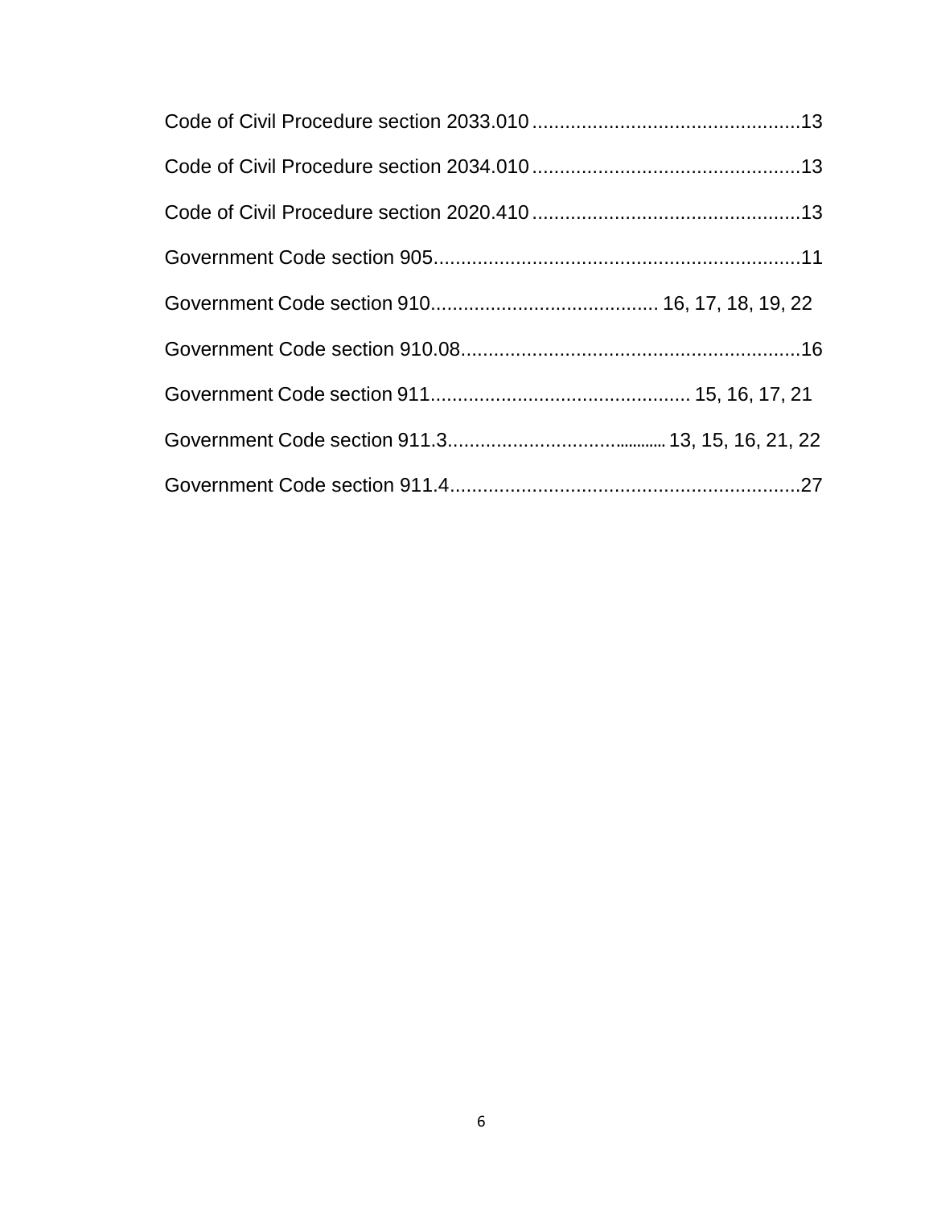Code of Civil Procedure section 2033.010................................................13

Code of Civil Procedure section 2034.010................................................13

Code of Civil Procedure section 2020.410................................................13

Government Code section 905...................................................................11

Government Code section 910......................................... 16, 17, 18, 19, 22

Government Code section 910.08.............................................................16

Government Code section 911............................................... 15, 16, 17, 21

Government Code section 911.3.......................................... 13, 15, 16, 21, 22

Government Code section 911.4................................................................27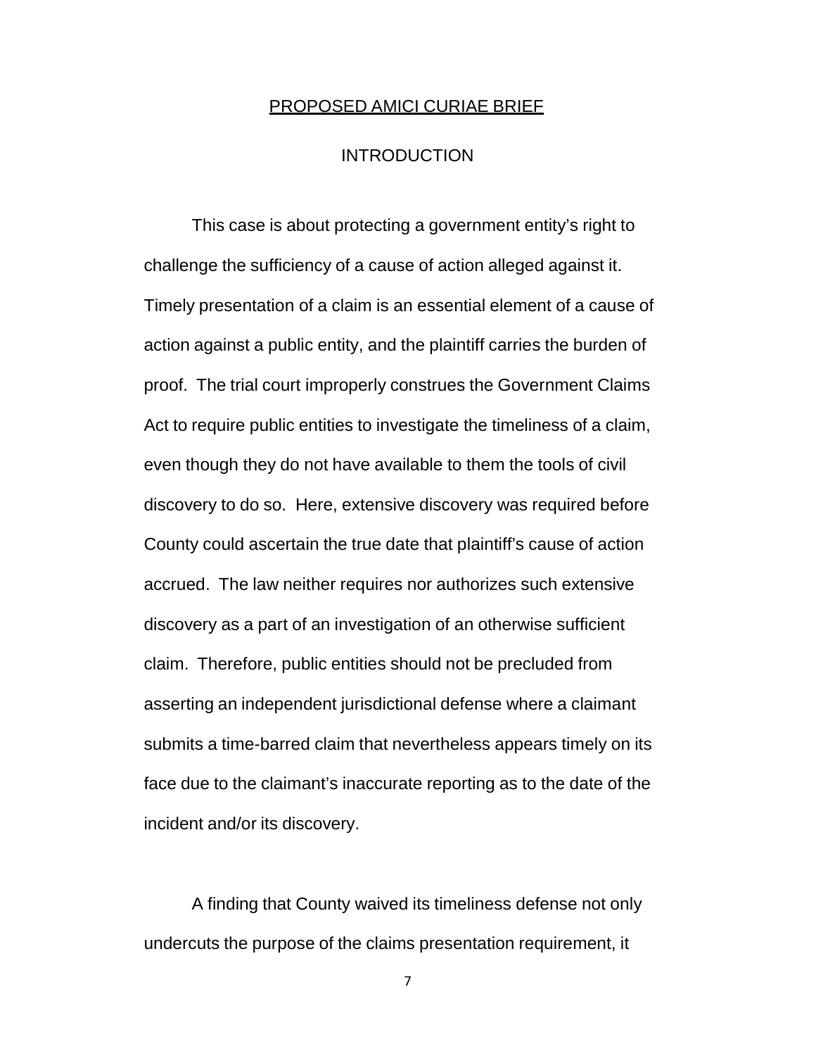## PROPOSED AMICI CURIAE BRIEF

### INTRODUCTION

This case is about protecting a government entity's right to challenge the sufficiency of a cause of action alleged against it. Timely presentation of a claim is an essential element of a cause of action against a public entity, and the plaintiff carries the burden of proof. The trial court improperly construes the Government Claims Act to require public entities to investigate the timeliness of a claim, even though they do not have available to them the tools of civil discovery to do so. Here, extensive discovery was required before County could ascertain the true date that plaintiff's cause of action accrued. The law neither requires nor authorizes such extensive discovery as a part of an investigation of an otherwise sufficient claim. Therefore, public entities should not be precluded from asserting an independent jurisdictional defense where a claimant submits a time-barred claim that nevertheless appears timely on its face due to the claimant's inaccurate reporting as to the date of the incident and/or its discovery.

A finding that County waived its timeliness defense not only undercuts the purpose of the claims presentation requirement, it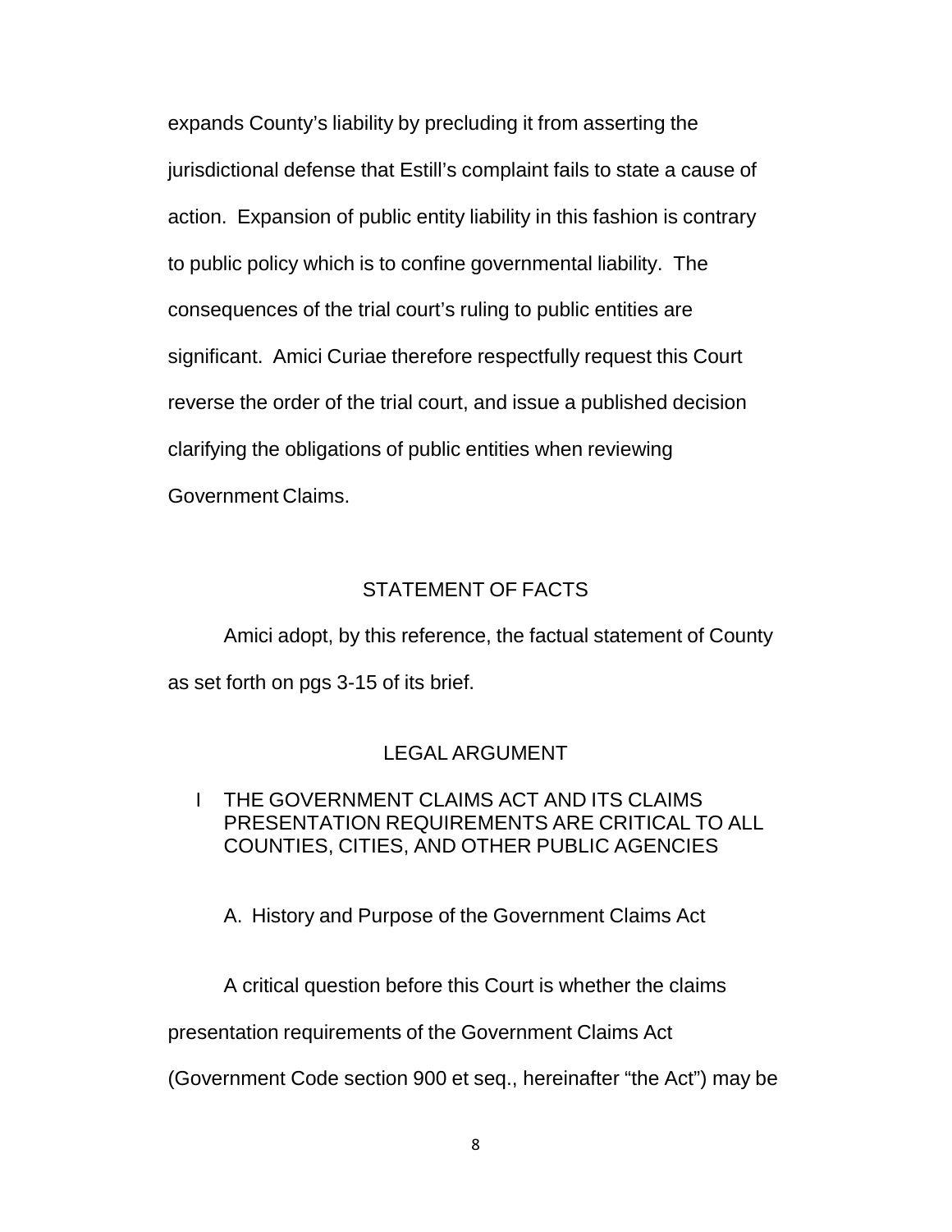expands County's liability by precluding it from asserting the jurisdictional defense that Estill's complaint fails to state a cause of action. Expansion of public entity liability in this fashion is contrary to public policy which is to confine governmental liability. The consequences of the trial court's ruling to public entities are significant. Amici Curiae therefore respectfully request this Court reverse the order of the trial court, and issue a published decision clarifying the obligations of public entities when reviewing Government Claims.

## STATEMENT OF FACTS

Amici adopt, by this reference, the factual statement of County as set forth on pgs 3-15 of its brief.

## LEGAL ARGUMENT

### I THE GOVERNMENT CLAIMS ACT AND ITS CLAIMS PRESENTATION REQUIREMENTS ARE CRITICAL TO ALL COUNTIES, CITIES, AND OTHER PUBLIC AGENCIES

#### A. History and Purpose of the Government Claims Act

A critical question before this Court is whether the claims presentation requirements of the Government Claims Act (Government Code section 900 et seq., hereinafter "the Act") may be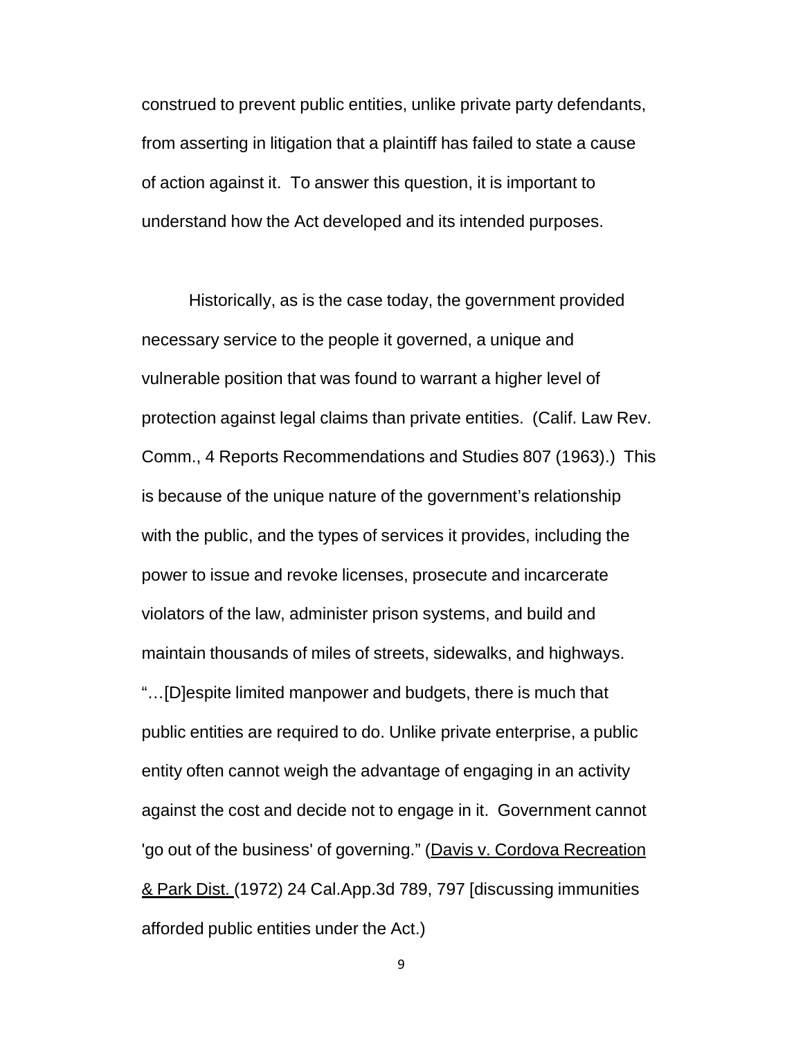construed to prevent public entities, unlike private party defendants, from asserting in litigation that a plaintiff has failed to state a cause of action against it. To answer this question, it is important to understand how the Act developed and its intended purposes.

Historically, as is the case today, the government provided necessary service to the people it governed, a unique and vulnerable position that was found to warrant a higher level of protection against legal claims than private entities. (Calif. Law Rev. Comm., 4 Reports Recommendations and Studies 807 (1963).) This is because of the unique nature of the government's relationship with the public, and the types of services it provides, including the power to issue and revoke licenses, prosecute and incarcerate violators of the law, administer prison systems, and build and maintain thousands of miles of streets, sidewalks, and highways. "…[D]espite limited manpower and budgets, there is much that public entities are required to do. Unlike private enterprise, a public entity often cannot weigh the advantage of engaging in an activity against the cost and decide not to engage in it. Government cannot 'go out of the business' of governing." (<u>Davis v. Cordova Recreation & Park Dist.</u> (1972) 24 Cal.App.3d 789, 797 [discussing immunities afforded public entities under the Act.)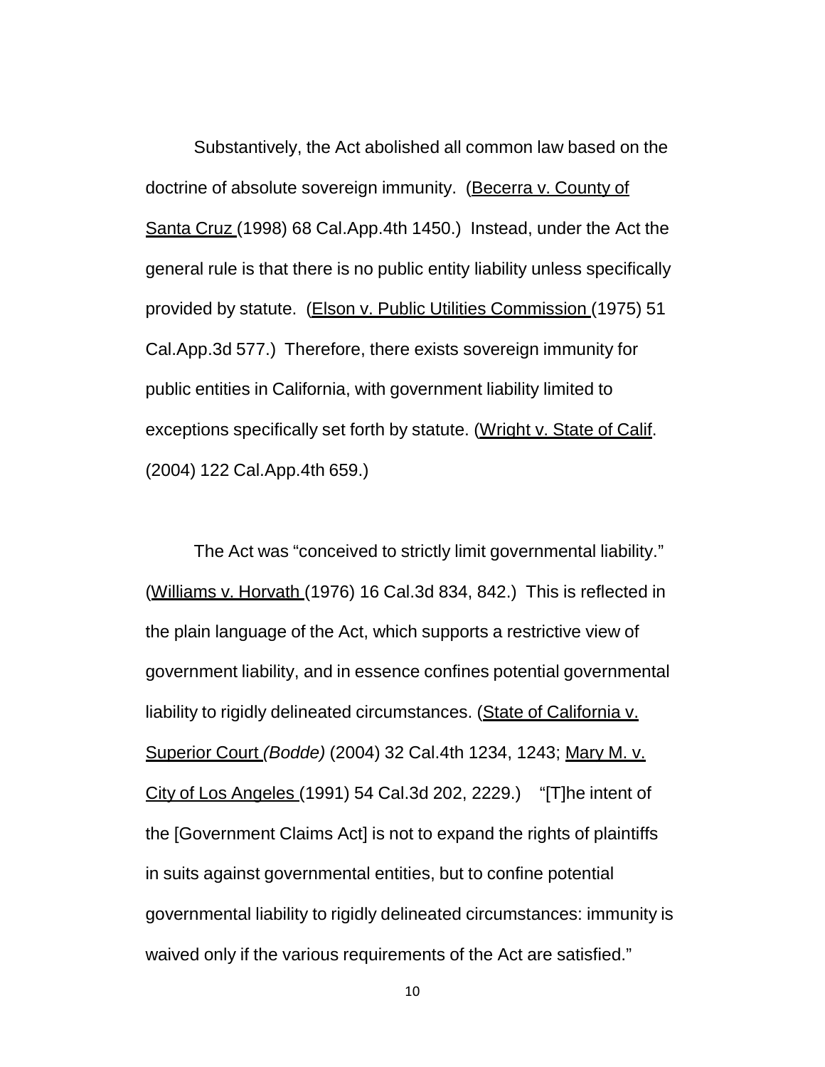Substantively, the Act abolished all common law based on the doctrine of absolute sovereign immunity. (Becerra v. County of Santa Cruz (1998) 68 Cal.App.4th 1450.) Instead, under the Act the general rule is that there is no public entity liability unless specifically provided by statute. (Elson v. Public Utilities Commission (1975) 51 Cal.App.3d 577.) Therefore, there exists sovereign immunity for public entities in California, with government liability limited to exceptions specifically set forth by statute. (Wright v. State of Calif. (2004) 122 Cal.App.4th 659.)

The Act was "conceived to strictly limit governmental liability." (Williams v. Horvath (1976) 16 Cal.3d 834, 842.) This is reflected in the plain language of the Act, which supports a restrictive view of government liability, and in essence confines potential governmental liability to rigidly delineated circumstances. (State of California v. Superior Court *(Bodde)* (2004) 32 Cal.4th 1234, 1243; Mary M. v. City of Los Angeles (1991) 54 Cal.3d 202, 2229.) "[T]he intent of the [Government Claims Act] is not to expand the rights of plaintiffs in suits against governmental entities, but to confine potential governmental liability to rigidly delineated circumstances: immunity is waived only if the various requirements of the Act are satisfied."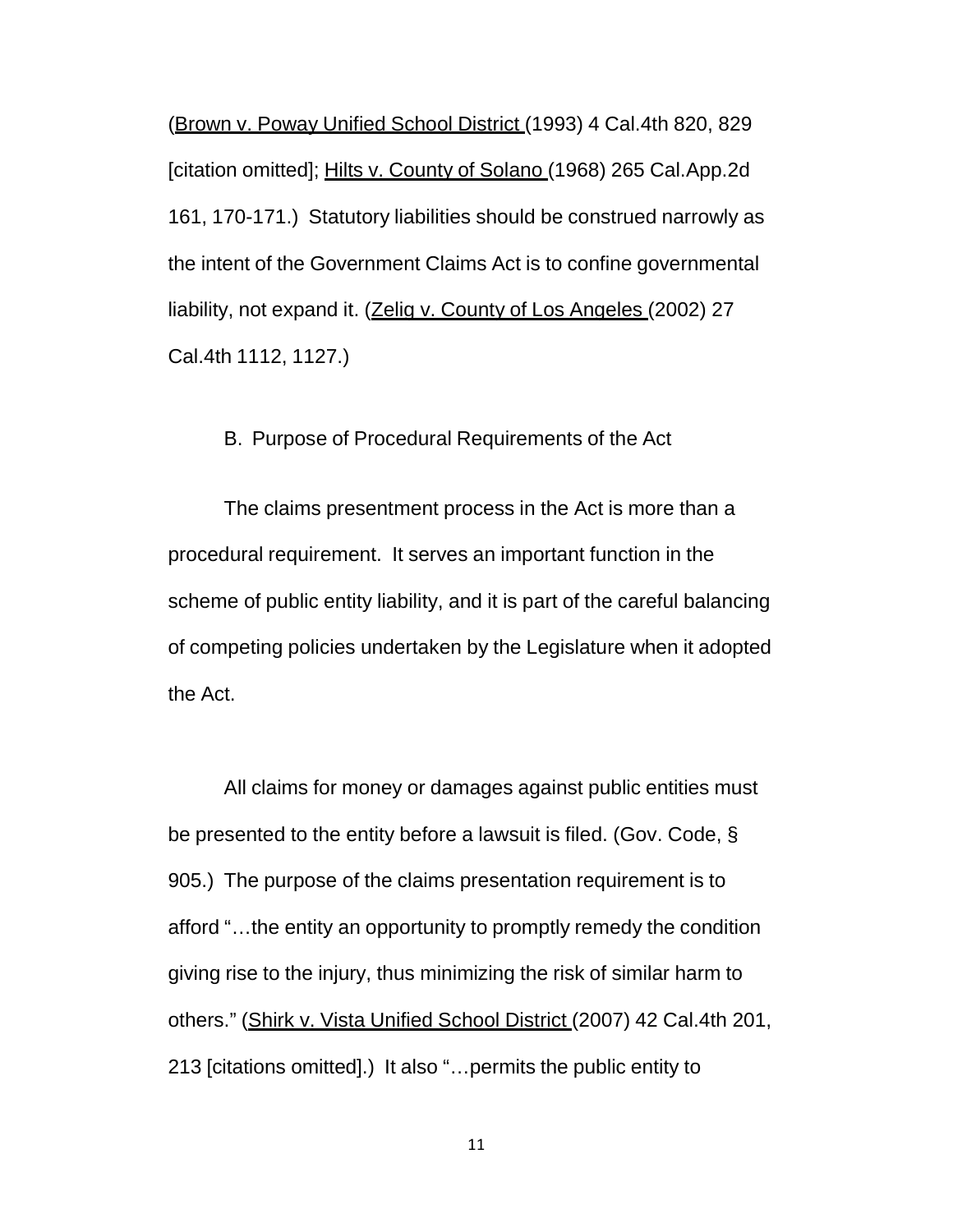(Brown v. Poway Unified School District (1993) 4 Cal.4th 820, 829 [citation omitted]; Hilts v. County of Solano (1968) 265 Cal.App.2d 161, 170-171.) Statutory liabilities should be construed narrowly as the intent of the Government Claims Act is to confine governmental liability, not expand it. (Zelig v. County of Los Angeles (2002) 27 Cal.4th 1112, 1127.)

B. Purpose of Procedural Requirements of the Act

The claims presentment process in the Act is more than a procedural requirement. It serves an important function in the scheme of public entity liability, and it is part of the careful balancing of competing policies undertaken by the Legislature when it adopted the Act.

All claims for money or damages against public entities must be presented to the entity before a lawsuit is filed. (Gov. Code, § 905.) The purpose of the claims presentation requirement is to afford "…the entity an opportunity to promptly remedy the condition giving rise to the injury, thus minimizing the risk of similar harm to others." (Shirk v. Vista Unified School District (2007) 42 Cal.4th 201, 213 [citations omitted].) It also "…permits the public entity to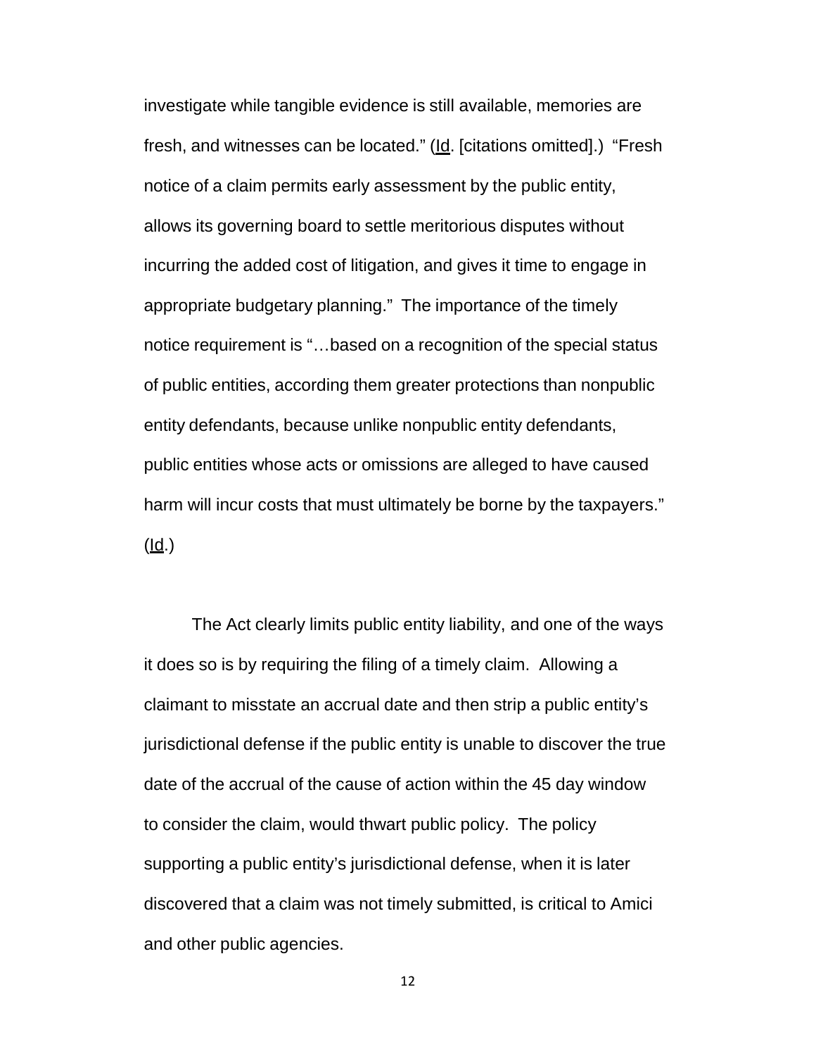investigate while tangible evidence is still available, memories are fresh, and witnesses can be located." (Id. [citations omitted].) "Fresh notice of a claim permits early assessment by the public entity, allows its governing board to settle meritorious disputes without incurring the added cost of litigation, and gives it time to engage in appropriate budgetary planning." The importance of the timely notice requirement is "…based on a recognition of the special status of public entities, according them greater protections than nonpublic entity defendants, because unlike nonpublic entity defendants, public entities whose acts or omissions are alleged to have caused harm will incur costs that must ultimately be borne by the taxpayers." (Id.)

The Act clearly limits public entity liability, and one of the ways it does so is by requiring the filing of a timely claim. Allowing a claimant to misstate an accrual date and then strip a public entity's jurisdictional defense if the public entity is unable to discover the true date of the accrual of the cause of action within the 45 day window to consider the claim, would thwart public policy. The policy supporting a public entity's jurisdictional defense, when it is later discovered that a claim was not timely submitted, is critical to Amici and other public agencies.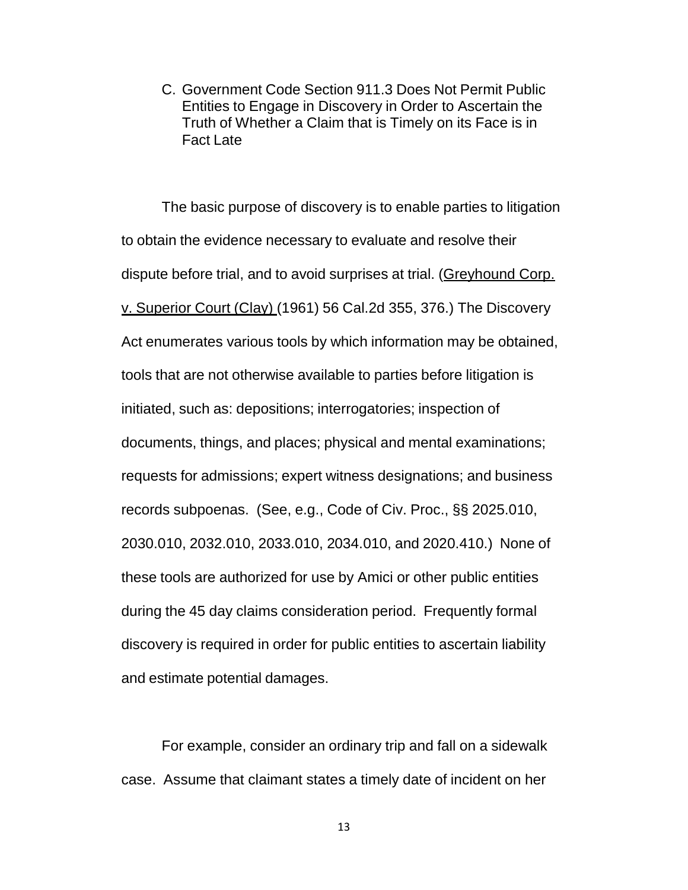### C. Government Code Section 911.3 Does Not Permit Public Entities to Engage in Discovery in Order to Ascertain the Truth of Whether a Claim that is Timely on its Face is in Fact Late

The basic purpose of discovery is to enable parties to litigation to obtain the evidence necessary to evaluate and resolve their dispute before trial, and to avoid surprises at trial. (Greyhound Corp. v. Superior Court (Clay) (1961) 56 Cal.2d 355, 376.) The Discovery Act enumerates various tools by which information may be obtained, tools that are not otherwise available to parties before litigation is initiated, such as: depositions; interrogatories; inspection of documents, things, and places; physical and mental examinations; requests for admissions; expert witness designations; and business records subpoenas. (See, e.g., Code of Civ. Proc., §§ 2025.010, 2030.010, 2032.010, 2033.010, 2034.010, and 2020.410.) None of these tools are authorized for use by Amici or other public entities during the 45 day claims consideration period. Frequently formal discovery is required in order for public entities to ascertain liability and estimate potential damages.

For example, consider an ordinary trip and fall on a sidewalk case. Assume that claimant states a timely date of incident on her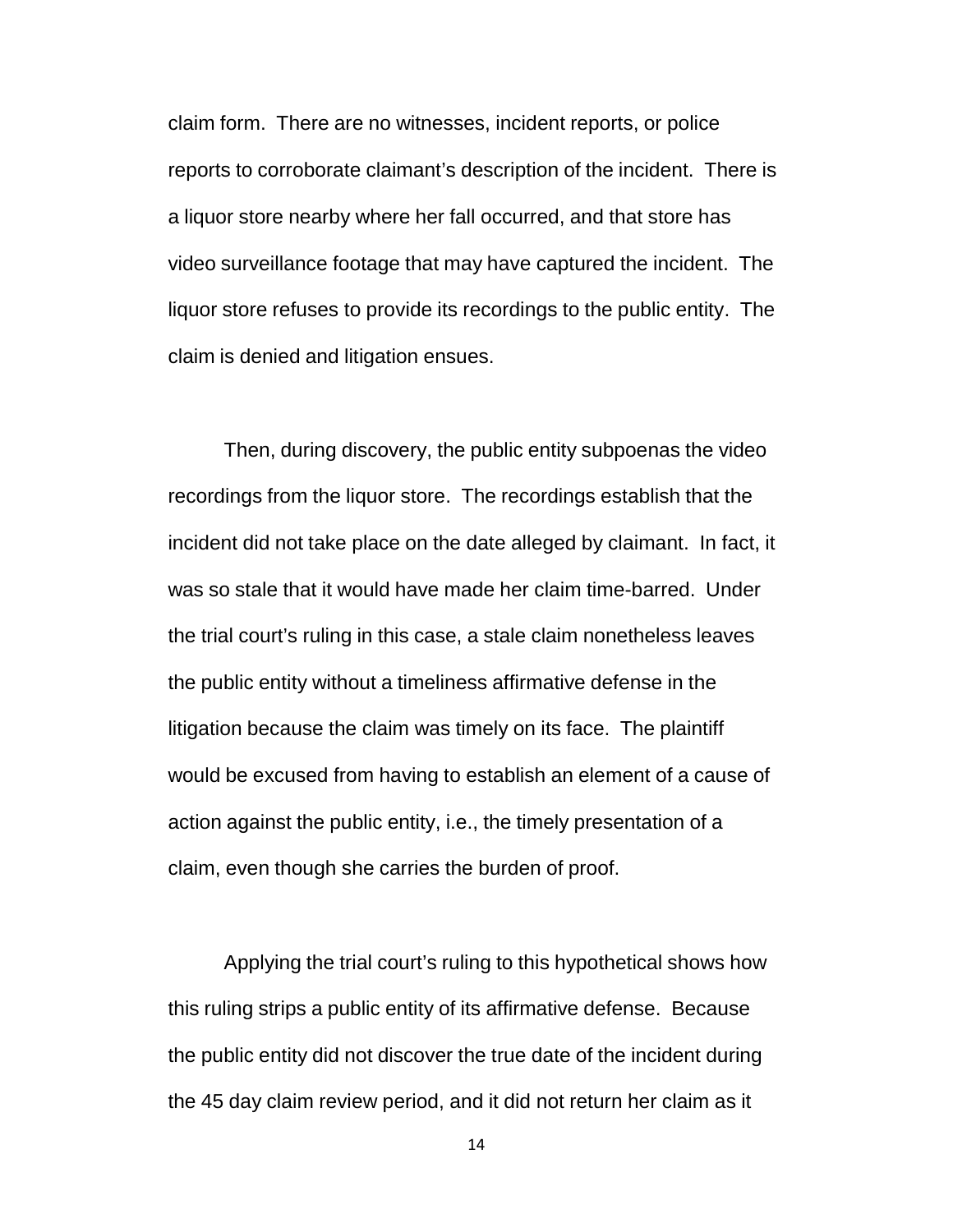claim form. There are no witnesses, incident reports, or police reports to corroborate claimant's description of the incident. There is a liquor store nearby where her fall occurred, and that store has video surveillance footage that may have captured the incident. The liquor store refuses to provide its recordings to the public entity. The claim is denied and litigation ensues.

Then, during discovery, the public entity subpoenas the video recordings from the liquor store. The recordings establish that the incident did not take place on the date alleged by claimant. In fact, it was so stale that it would have made her claim time-barred. Under the trial court's ruling in this case, a stale claim nonetheless leaves the public entity without a timeliness affirmative defense in the litigation because the claim was timely on its face. The plaintiff would be excused from having to establish an element of a cause of action against the public entity, i.e., the timely presentation of a claim, even though she carries the burden of proof.

Applying the trial court's ruling to this hypothetical shows how this ruling strips a public entity of its affirmative defense. Because the public entity did not discover the true date of the incident during the 45 day claim review period, and it did not return her claim as it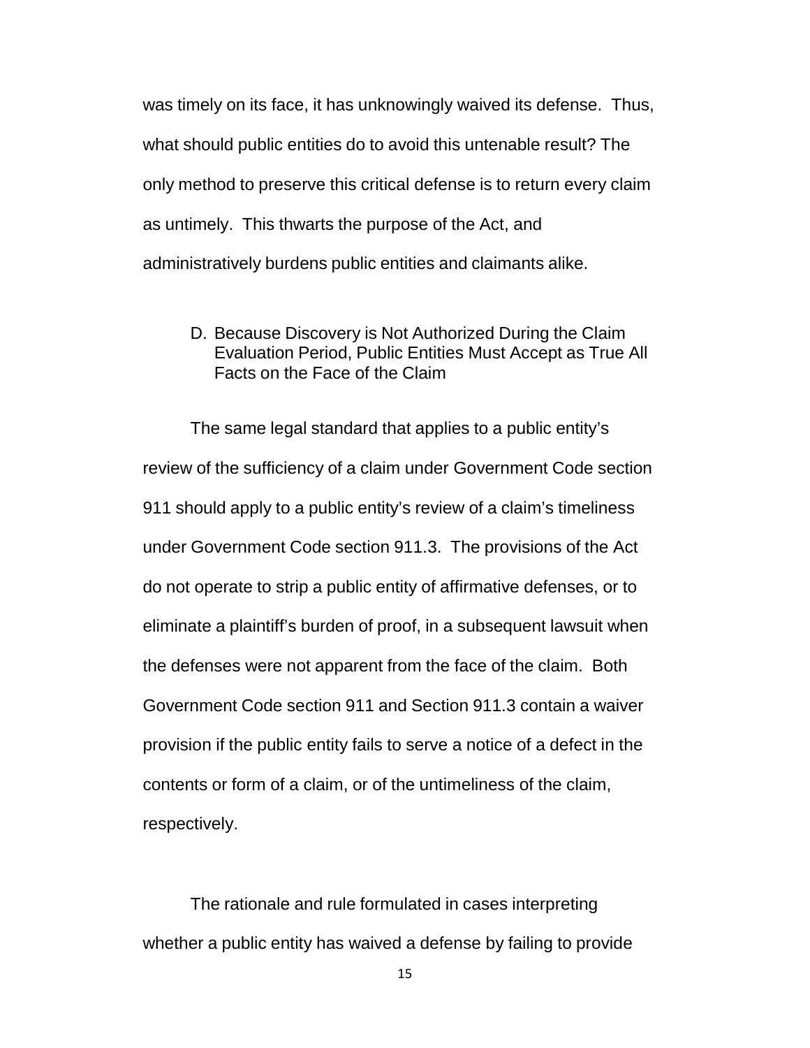was timely on its face, it has unknowingly waived its defense. Thus, what should public entities do to avoid this untenable result? The only method to preserve this critical defense is to return every claim as untimely. This thwarts the purpose of the Act, and administratively burdens public entities and claimants alike.

### D. Because Discovery is Not Authorized During the Claim Evaluation Period, Public Entities Must Accept as True All Facts on the Face of the Claim

The same legal standard that applies to a public entity's review of the sufficiency of a claim under Government Code section 911 should apply to a public entity's review of a claim's timeliness under Government Code section 911.3. The provisions of the Act do not operate to strip a public entity of affirmative defenses, or to eliminate a plaintiff's burden of proof, in a subsequent lawsuit when the defenses were not apparent from the face of the claim. Both Government Code section 911 and Section 911.3 contain a waiver provision if the public entity fails to serve a notice of a defect in the contents or form of a claim, or of the untimeliness of the claim, respectively.

The rationale and rule formulated in cases interpreting whether a public entity has waived a defense by failing to provide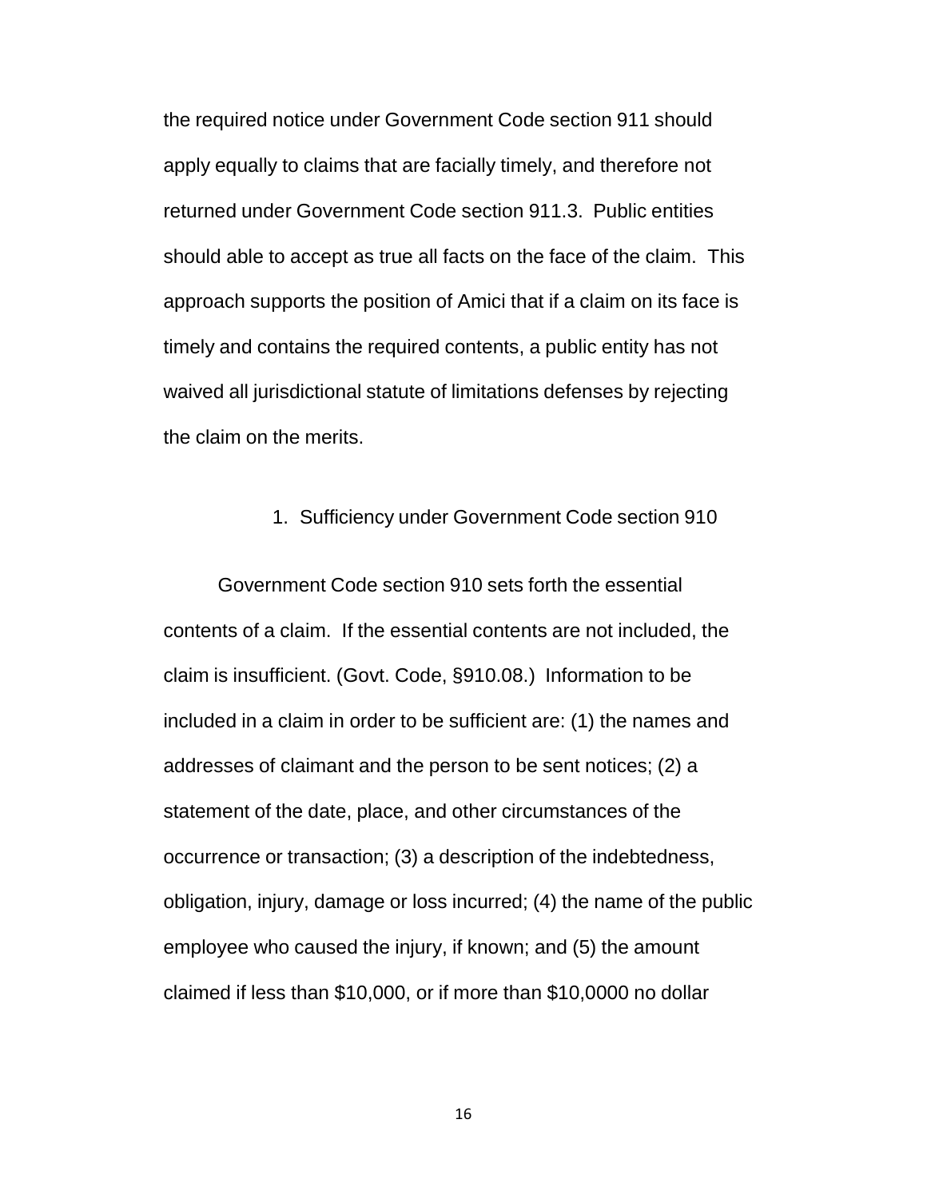the required notice under Government Code section 911 should apply equally to claims that are facially timely, and therefore not returned under Government Code section 911.3. Public entities should able to accept as true all facts on the face of the claim. This approach supports the position of Amici that if a claim on its face is timely and contains the required contents, a public entity has not waived all jurisdictional statute of limitations defenses by rejecting the claim on the merits.

1. Sufficiency under Government Code section 910

Government Code section 910 sets forth the essential contents of a claim. If the essential contents are not included, the claim is insufficient. (Govt. Code, §910.08.) Information to be included in a claim in order to be sufficient are: (1) the names and addresses of claimant and the person to be sent notices; (2) a statement of the date, place, and other circumstances of the occurrence or transaction; (3) a description of the indebtedness, obligation, injury, damage or loss incurred; (4) the name of the public employee who caused the injury, if known; and (5) the amount claimed if less than $10,000, or if more than $10,0000 no dollar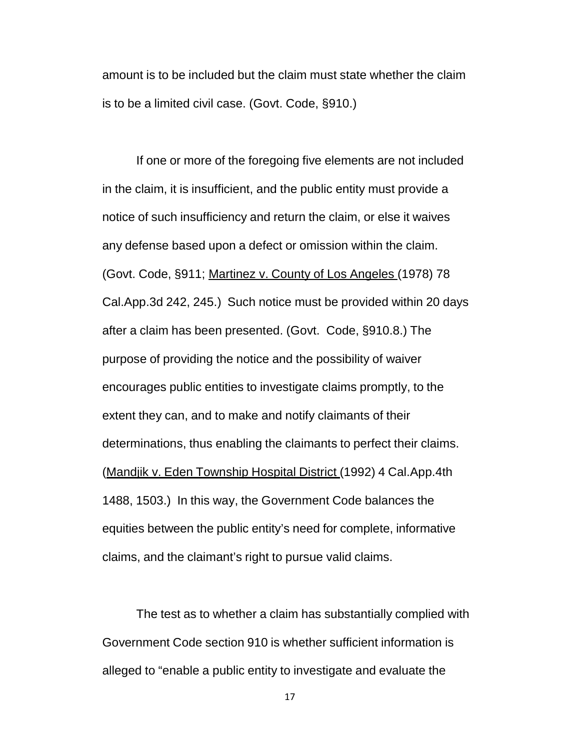amount is to be included but the claim must state whether the claim is to be a limited civil case. (Govt. Code, §910.)

If one or more of the foregoing five elements are not included in the claim, it is insufficient, and the public entity must provide a notice of such insufficiency and return the claim, or else it waives any defense based upon a defect or omission within the claim. (Govt. Code, §911; Martinez v. County of Los Angeles (1978) 78 Cal.App.3d 242, 245.) Such notice must be provided within 20 days after a claim has been presented. (Govt. Code, §910.8.) The purpose of providing the notice and the possibility of waiver encourages public entities to investigate claims promptly, to the extent they can, and to make and notify claimants of their determinations, thus enabling the claimants to perfect their claims. (Mandjik v. Eden Township Hospital District (1992) 4 Cal.App.4th 1488, 1503.) In this way, the Government Code balances the equities between the public entity's need for complete, informative claims, and the claimant's right to pursue valid claims.

The test as to whether a claim has substantially complied with Government Code section 910 is whether sufficient information is alleged to "enable a public entity to investigate and evaluate the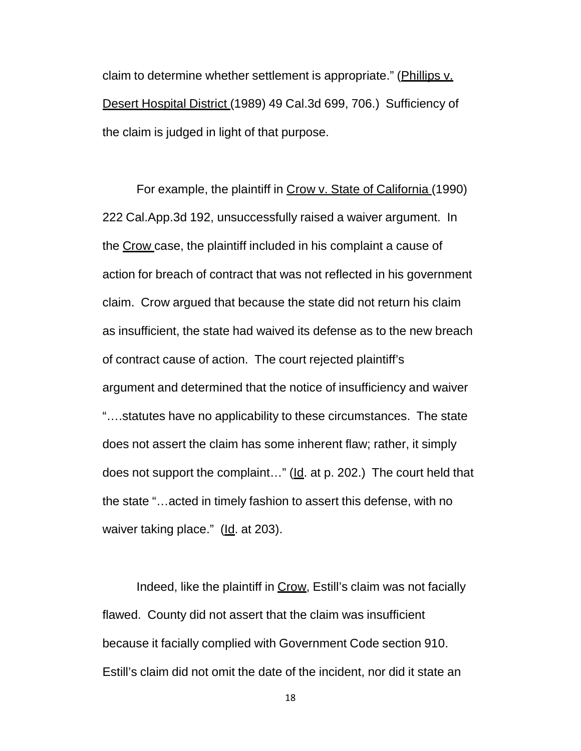claim to determine whether settlement is appropriate." (Phillips v. Desert Hospital District (1989) 49 Cal.3d 699, 706.) Sufficiency of the claim is judged in light of that purpose.

For example, the plaintiff in Crow v. State of California (1990) 222 Cal.App.3d 192, unsuccessfully raised a waiver argument. In the Crow case, the plaintiff included in his complaint a cause of action for breach of contract that was not reflected in his government claim. Crow argued that because the state did not return his claim as insufficient, the state had waived its defense as to the new breach of contract cause of action. The court rejected plaintiff's argument and determined that the notice of insufficiency and waiver "….statutes have no applicability to these circumstances. The state does not assert the claim has some inherent flaw; rather, it simply does not support the complaint…" (Id. at p. 202.) The court held that the state "…acted in timely fashion to assert this defense, with no waiver taking place." (Id. at 203).

Indeed, like the plaintiff in Crow, Estill's claim was not facially flawed. County did not assert that the claim was insufficient because it facially complied with Government Code section 910. Estill's claim did not omit the date of the incident, nor did it state an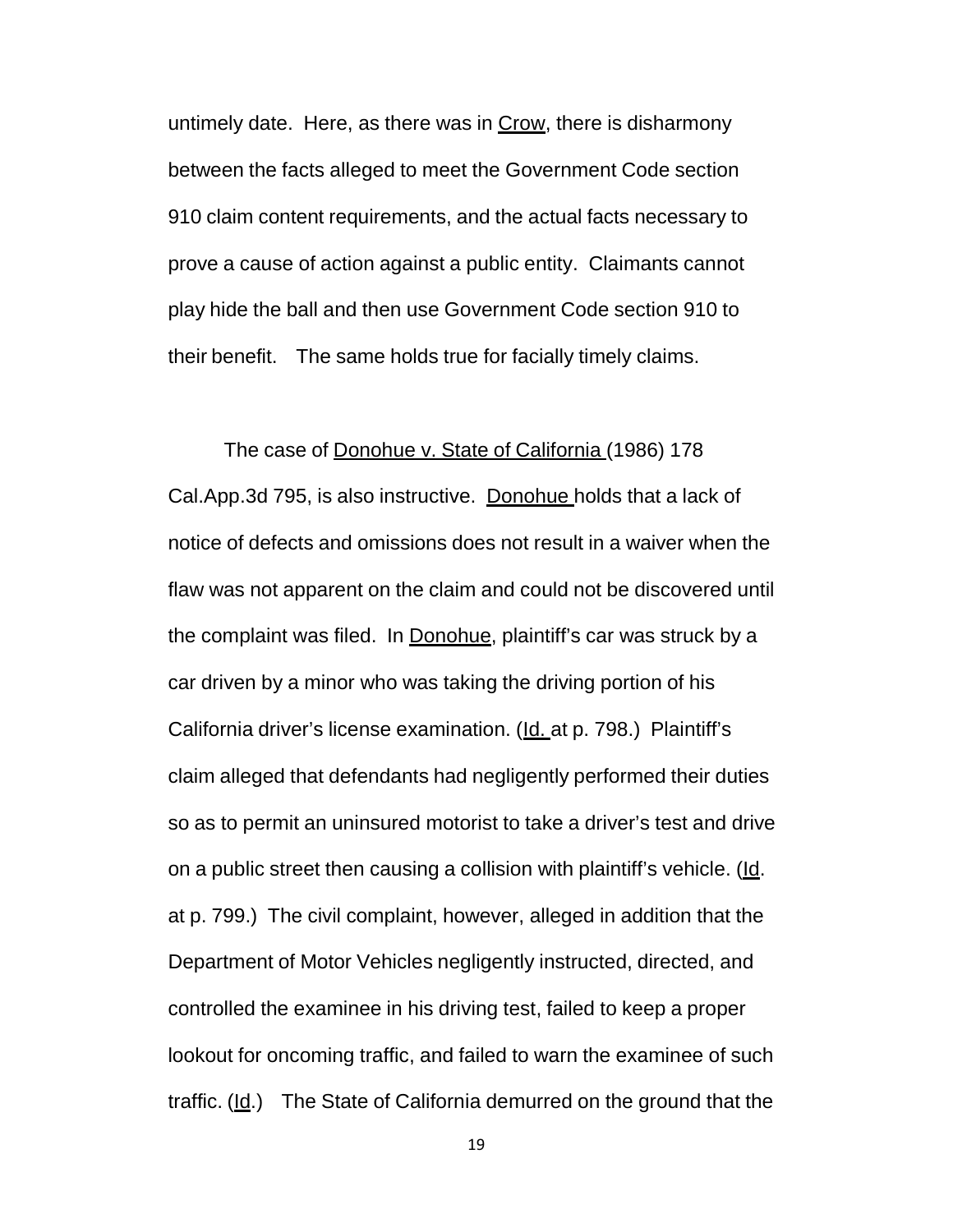untimely date. Here, as there was in Crow, there is disharmony between the facts alleged to meet the Government Code section 910 claim content requirements, and the actual facts necessary to prove a cause of action against a public entity. Claimants cannot play hide the ball and then use Government Code section 910 to their benefit. The same holds true for facially timely claims.

The case of Donohue v. State of California (1986) 178 Cal.App.3d 795, is also instructive. Donohue holds that a lack of notice of defects and omissions does not result in a waiver when the flaw was not apparent on the claim and could not be discovered until the complaint was filed. In Donohue, plaintiff's car was struck by a car driven by a minor who was taking the driving portion of his California driver's license examination. (Id. at p. 798.) Plaintiff's claim alleged that defendants had negligently performed their duties so as to permit an uninsured motorist to take a driver's test and drive on a public street then causing a collision with plaintiff's vehicle. (Id. at p. 799.) The civil complaint, however, alleged in addition that the Department of Motor Vehicles negligently instructed, directed, and controlled the examinee in his driving test, failed to keep a proper lookout for oncoming traffic, and failed to warn the examinee of such traffic. (Id.) The State of California demurred on the ground that the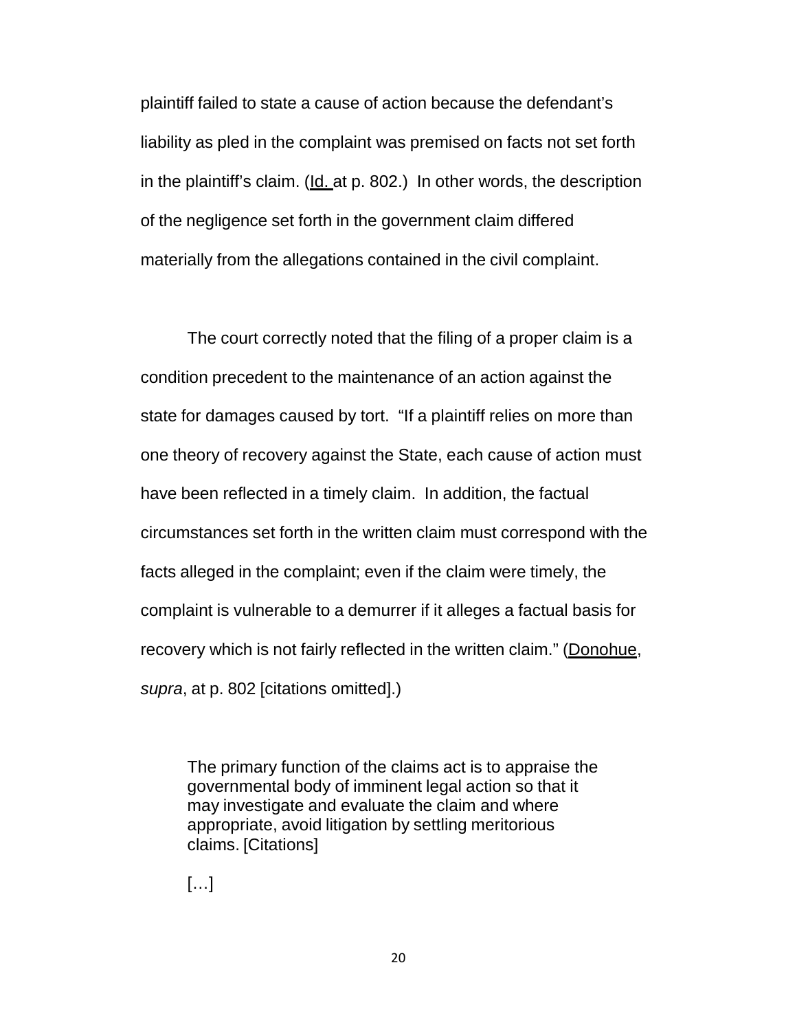plaintiff failed to state a cause of action because the defendant's liability as pled in the complaint was premised on facts not set forth in the plaintiff's claim. (<u>Id.</u> at p. 802.) In other words, the description of the negligence set forth in the government claim differed materially from the allegations contained in the civil complaint.

The court correctly noted that the filing of a proper claim is a condition precedent to the maintenance of an action against the state for damages caused by tort. "If a plaintiff relies on more than one theory of recovery against the State, each cause of action must have been reflected in a timely claim. In addition, the factual circumstances set forth in the written claim must correspond with the facts alleged in the complaint; even if the claim were timely, the complaint is vulnerable to a demurrer if it alleges a factual basis for recovery which is not fairly reflected in the written claim." (<u>Donohue</u>, *supra*, at p. 802 [citations omitted].)

> The primary function of the claims act is to appraise the governmental body of imminent legal action so that it may investigate and evaluate the claim and where appropriate, avoid litigation by settling meritorious claims. [Citations]
>
> […]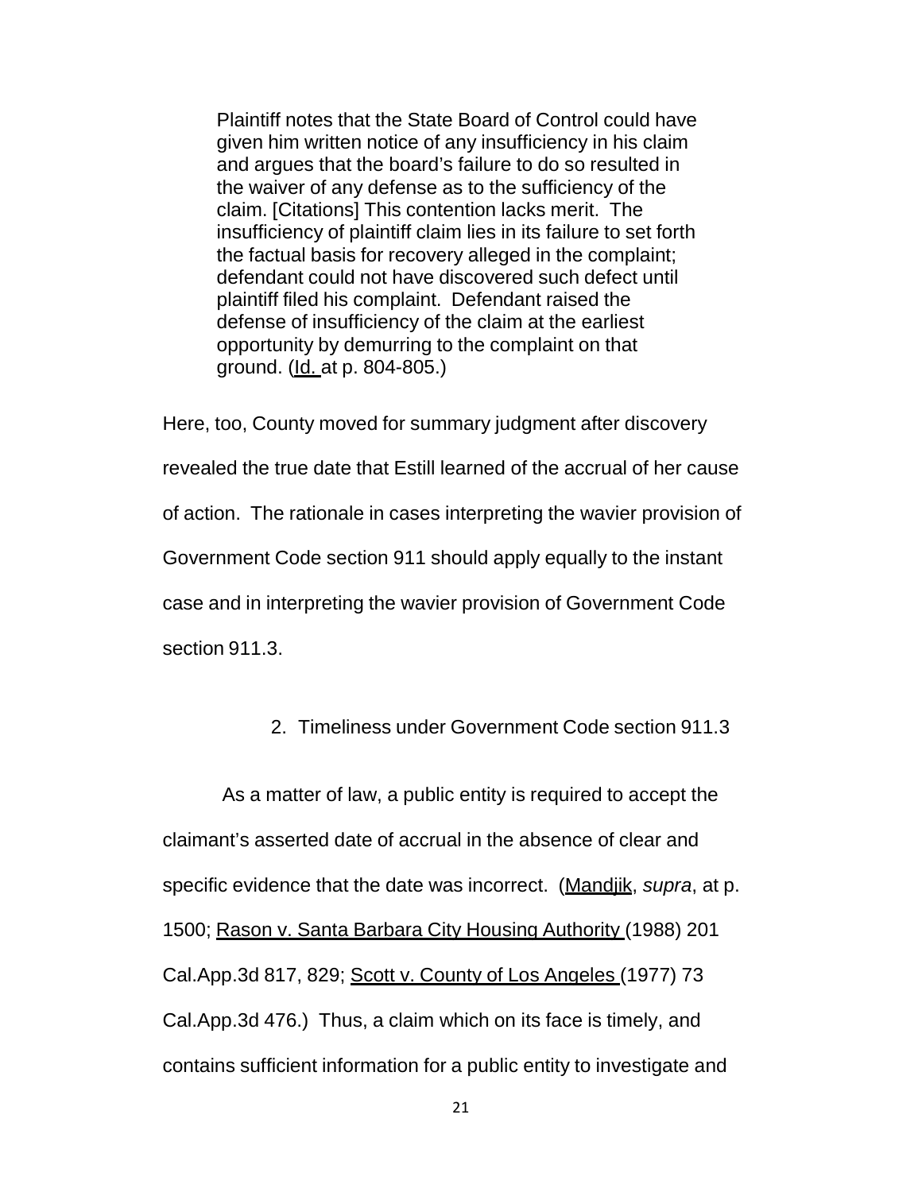> Plaintiff notes that the State Board of Control could have given him written notice of any insufficiency in his claim and argues that the board's failure to do so resulted in the waiver of any defense as to the sufficiency of the claim. [Citations] This contention lacks merit. The insufficiency of plaintiff claim lies in its failure to set forth the factual basis for recovery alleged in the complaint; defendant could not have discovered such defect until plaintiff filed his complaint. Defendant raised the defense of insufficiency of the claim at the earliest opportunity by demurring to the complaint on that ground. (Id. at p. 804-805.)

Here, too, County moved for summary judgment after discovery revealed the true date that Estill learned of the accrual of her cause of action. The rationale in cases interpreting the wavier provision of Government Code section 911 should apply equally to the instant case and in interpreting the wavier provision of Government Code section 911.3.

2. Timeliness under Government Code section 911.3

As a matter of law, a public entity is required to accept the claimant's asserted date of accrual in the absence of clear and specific evidence that the date was incorrect. (Mandjik, *supra*, at p. 1500; Rason v. Santa Barbara City Housing Authority (1988) 201 Cal.App.3d 817, 829; Scott v. County of Los Angeles (1977) 73 Cal.App.3d 476.) Thus, a claim which on its face is timely, and contains sufficient information for a public entity to investigate and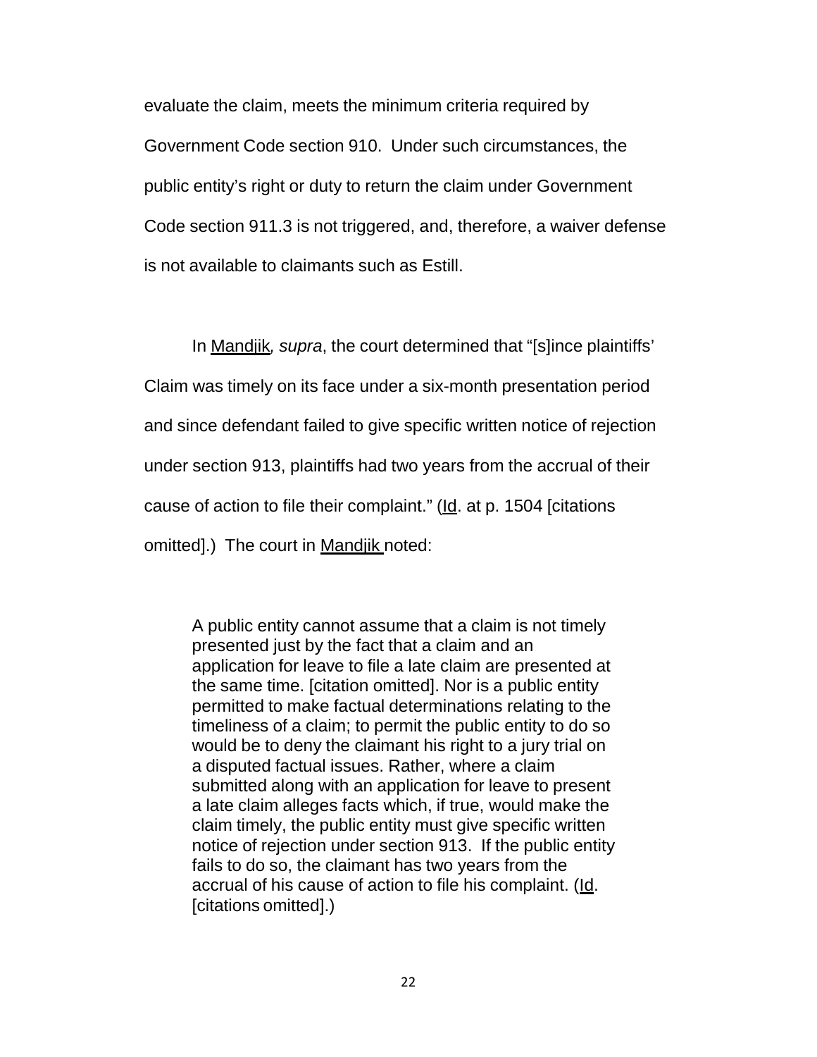evaluate the claim, meets the minimum criteria required by Government Code section 910. Under such circumstances, the public entity's right or duty to return the claim under Government Code section 911.3 is not triggered, and, therefore, a waiver defense is not available to claimants such as Estill.

In Mandjik*, supra*, the court determined that "[s]ince plaintiffs' Claim was timely on its face under a six-month presentation period and since defendant failed to give specific written notice of rejection under section 913, plaintiffs had two years from the accrual of their cause of action to file their complaint." (Id. at p. 1504 [citations omitted].) The court in Mandjik noted:

> A public entity cannot assume that a claim is not timely presented just by the fact that a claim and an application for leave to file a late claim are presented at the same time. [citation omitted]. Nor is a public entity permitted to make factual determinations relating to the timeliness of a claim; to permit the public entity to do so would be to deny the claimant his right to a jury trial on a disputed factual issues. Rather, where a claim submitted along with an application for leave to present a late claim alleges facts which, if true, would make the claim timely, the public entity must give specific written notice of rejection under section 913. If the public entity fails to do so, the claimant has two years from the accrual of his cause of action to file his complaint. (Id. [citations omitted].)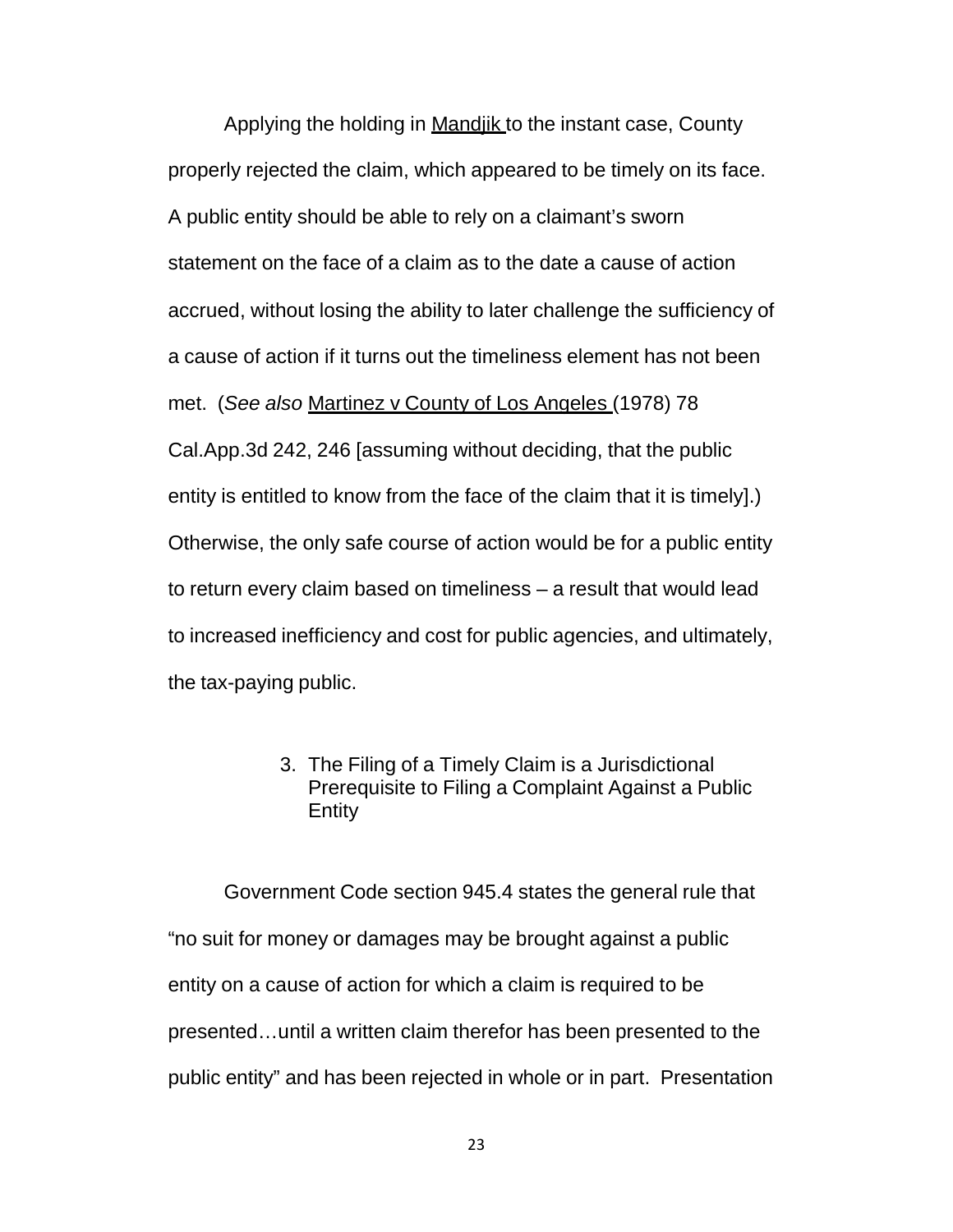Applying the holding in Mandjik to the instant case, County properly rejected the claim, which appeared to be timely on its face. A public entity should be able to rely on a claimant's sworn statement on the face of a claim as to the date a cause of action accrued, without losing the ability to later challenge the sufficiency of a cause of action if it turns out the timeliness element has not been met. (*See also* Martinez v County of Los Angeles (1978) 78 Cal.App.3d 242, 246 [assuming without deciding, that the public entity is entitled to know from the face of the claim that it is timely].) Otherwise, the only safe course of action would be for a public entity to return every claim based on timeliness – a result that would lead to increased inefficiency and cost for public agencies, and ultimately, the tax-paying public.

### 3. The Filing of a Timely Claim is a Jurisdictional Prerequisite to Filing a Complaint Against a Public Entity

Government Code section 945.4 states the general rule that "no suit for money or damages may be brought against a public entity on a cause of action for which a claim is required to be presented…until a written claim therefor has been presented to the public entity" and has been rejected in whole or in part. Presentation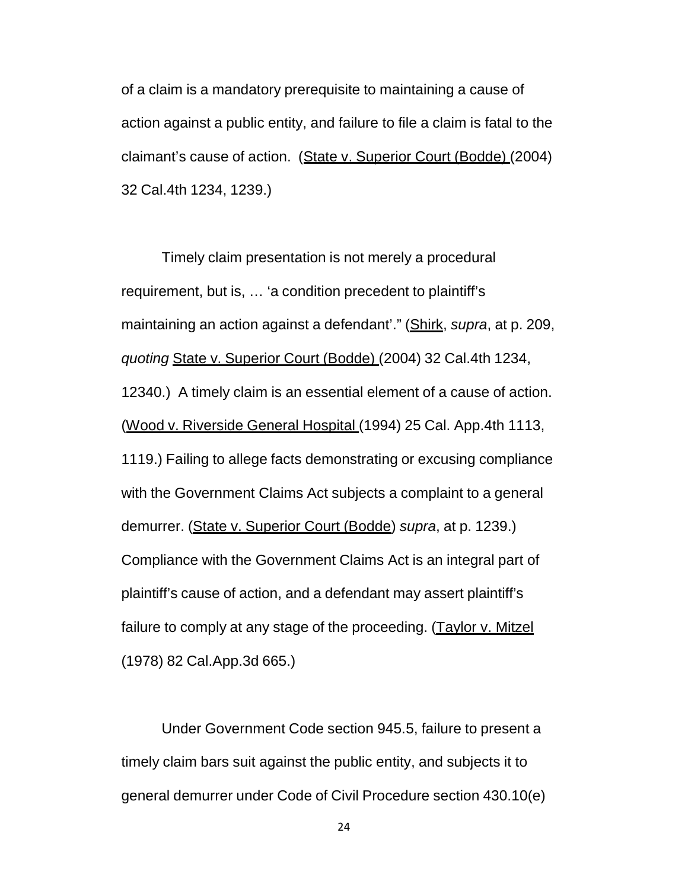of a claim is a mandatory prerequisite to maintaining a cause of action against a public entity, and failure to file a claim is fatal to the claimant's cause of action. (State v. Superior Court (Bodde) (2004) 32 Cal.4th 1234, 1239.)

Timely claim presentation is not merely a procedural requirement, but is, … 'a condition precedent to plaintiff's maintaining an action against a defendant'." (Shirk, *supra*, at p. 209, *quoting* State v. Superior Court (Bodde) (2004) 32 Cal.4th 1234, 12340.) A timely claim is an essential element of a cause of action. (Wood v. Riverside General Hospital (1994) 25 Cal. App.4th 1113, 1119.) Failing to allege facts demonstrating or excusing compliance with the Government Claims Act subjects a complaint to a general demurrer. (State v. Superior Court (Bodde) *supra*, at p. 1239.) Compliance with the Government Claims Act is an integral part of plaintiff's cause of action, and a defendant may assert plaintiff's failure to comply at any stage of the proceeding. (Taylor v. Mitzel (1978) 82 Cal.App.3d 665.)

Under Government Code section 945.5, failure to present a timely claim bars suit against the public entity, and subjects it to general demurrer under Code of Civil Procedure section 430.10(e)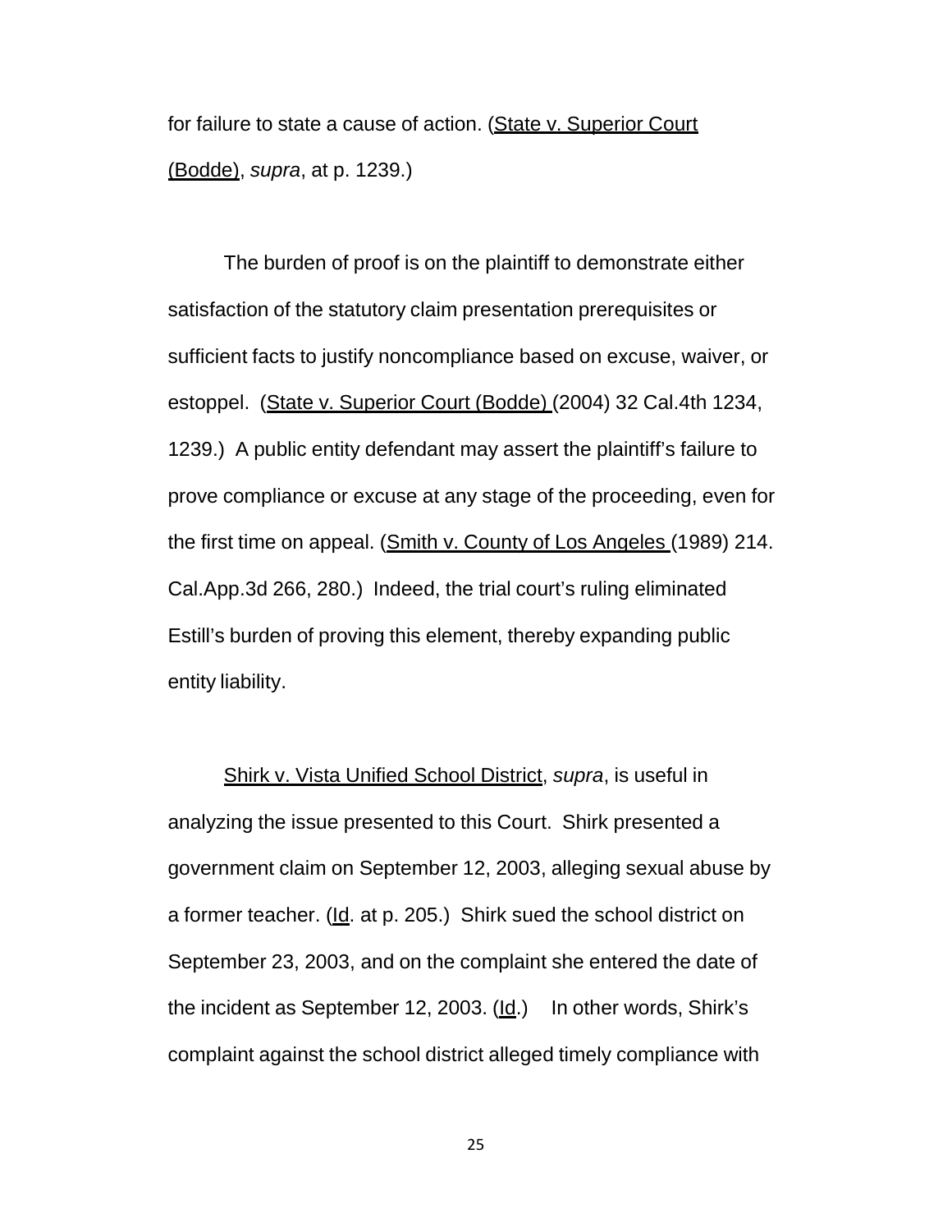for failure to state a cause of action. (State v. Superior Court (Bodde), *supra*, at p. 1239.)

The burden of proof is on the plaintiff to demonstrate either satisfaction of the statutory claim presentation prerequisites or sufficient facts to justify noncompliance based on excuse, waiver, or estoppel. (State v. Superior Court (Bodde) (2004) 32 Cal.4th 1234, 1239.) A public entity defendant may assert the plaintiff's failure to prove compliance or excuse at any stage of the proceeding, even for the first time on appeal. (Smith v. County of Los Angeles (1989) 214. Cal.App.3d 266, 280.) Indeed, the trial court's ruling eliminated Estill's burden of proving this element, thereby expanding public entity liability.

Shirk v. Vista Unified School District, *supra*, is useful in analyzing the issue presented to this Court. Shirk presented a government claim on September 12, 2003, alleging sexual abuse by a former teacher. (Id. at p. 205.) Shirk sued the school district on September 23, 2003, and on the complaint she entered the date of the incident as September 12, 2003. (Id.) In other words, Shirk's complaint against the school district alleged timely compliance with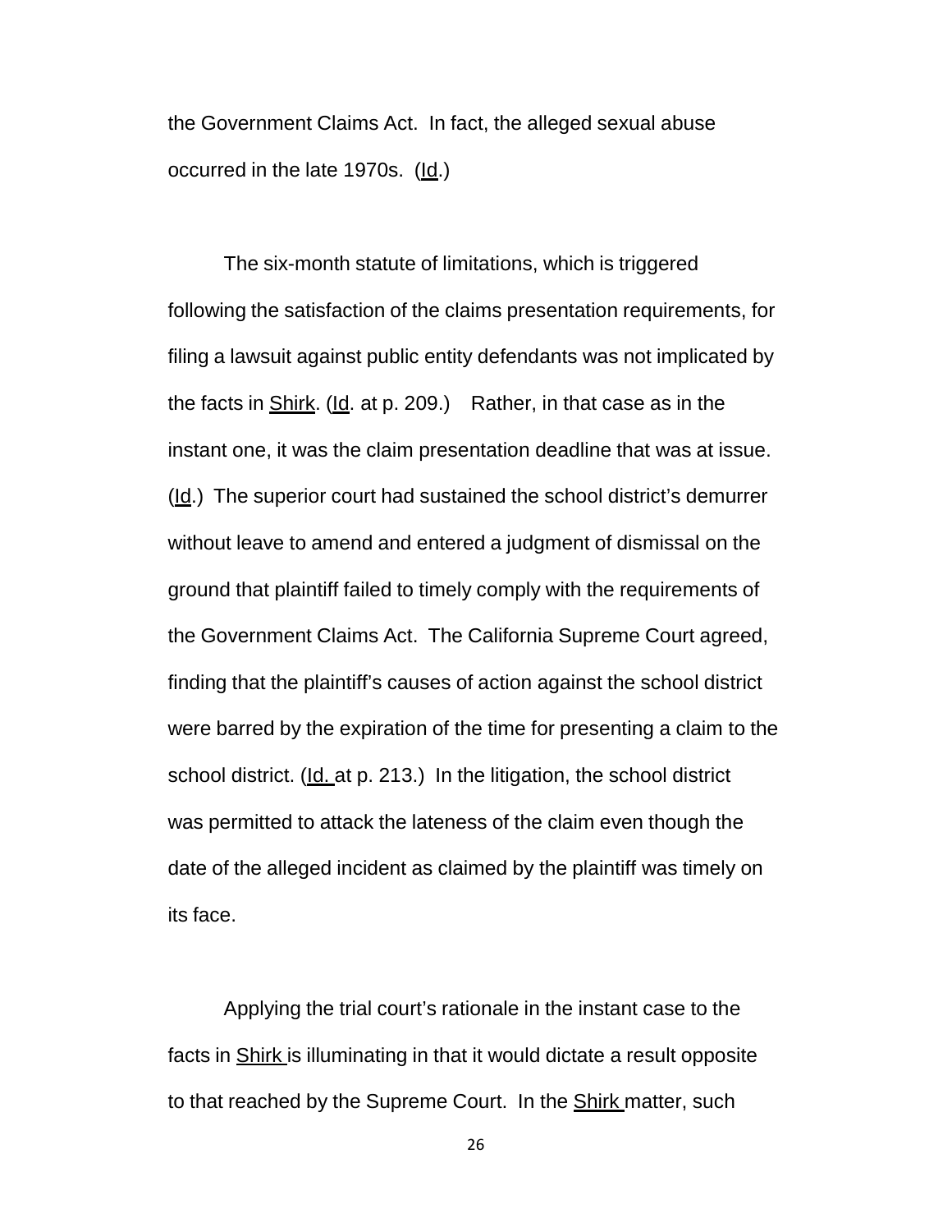the Government Claims Act. In fact, the alleged sexual abuse occurred in the late 1970s. (Id.)

The six-month statute of limitations, which is triggered following the satisfaction of the claims presentation requirements, for filing a lawsuit against public entity defendants was not implicated by the facts in Shirk. (Id. at p. 209.) Rather, in that case as in the instant one, it was the claim presentation deadline that was at issue. (Id.) The superior court had sustained the school district's demurrer without leave to amend and entered a judgment of dismissal on the ground that plaintiff failed to timely comply with the requirements of the Government Claims Act. The California Supreme Court agreed, finding that the plaintiff's causes of action against the school district were barred by the expiration of the time for presenting a claim to the school district. (Id. at p. 213.) In the litigation, the school district was permitted to attack the lateness of the claim even though the date of the alleged incident as claimed by the plaintiff was timely on its face.

Applying the trial court's rationale in the instant case to the facts in Shirk is illuminating in that it would dictate a result opposite to that reached by the Supreme Court. In the Shirk matter, such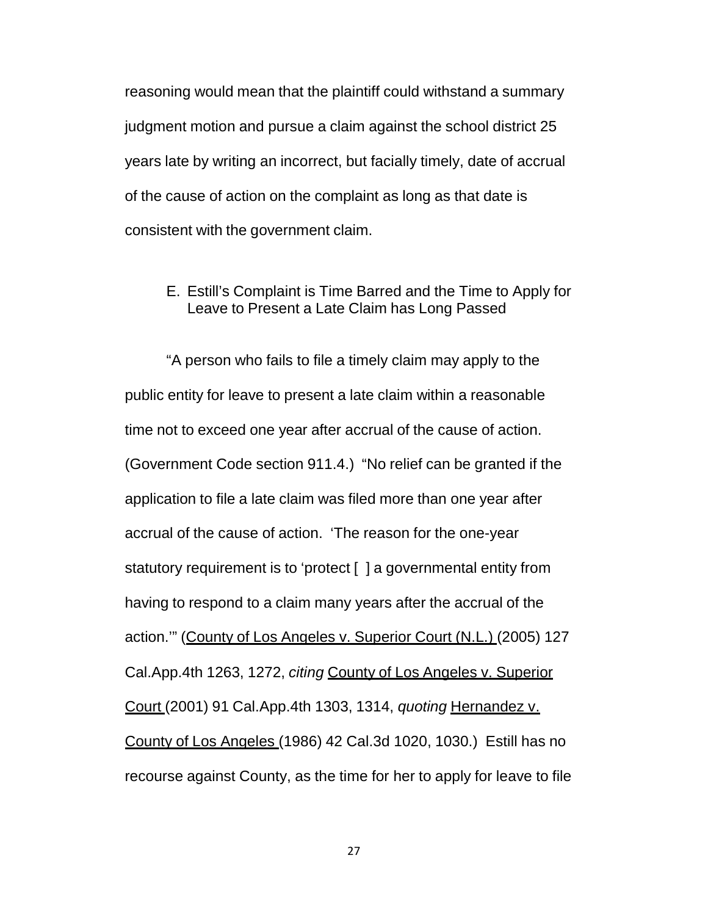reasoning would mean that the plaintiff could withstand a summary judgment motion and pursue a claim against the school district 25 years late by writing an incorrect, but facially timely, date of accrual of the cause of action on the complaint as long as that date is consistent with the government claim.

### E. Estill's Complaint is Time Barred and the Time to Apply for Leave to Present a Late Claim has Long Passed

"A person who fails to file a timely claim may apply to the public entity for leave to present a late claim within a reasonable time not to exceed one year after accrual of the cause of action. (Government Code section 911.4.) "No relief can be granted if the application to file a late claim was filed more than one year after accrual of the cause of action. 'The reason for the one-year statutory requirement is to 'protect [ ] a governmental entity from having to respond to a claim many years after the accrual of the action.'" (<u>County of Los Angeles v. Superior Court (N.L.)</u> (2005) 127 Cal.App.4th 1263, 1272, *citing* <u>County of Los Angeles v. Superior Court</u> (2001) 91 Cal.App.4th 1303, 1314, *quoting* <u>Hernandez v. County of Los Angeles</u> (1986) 42 Cal.3d 1020, 1030.) Estill has no recourse against County, as the time for her to apply for leave to file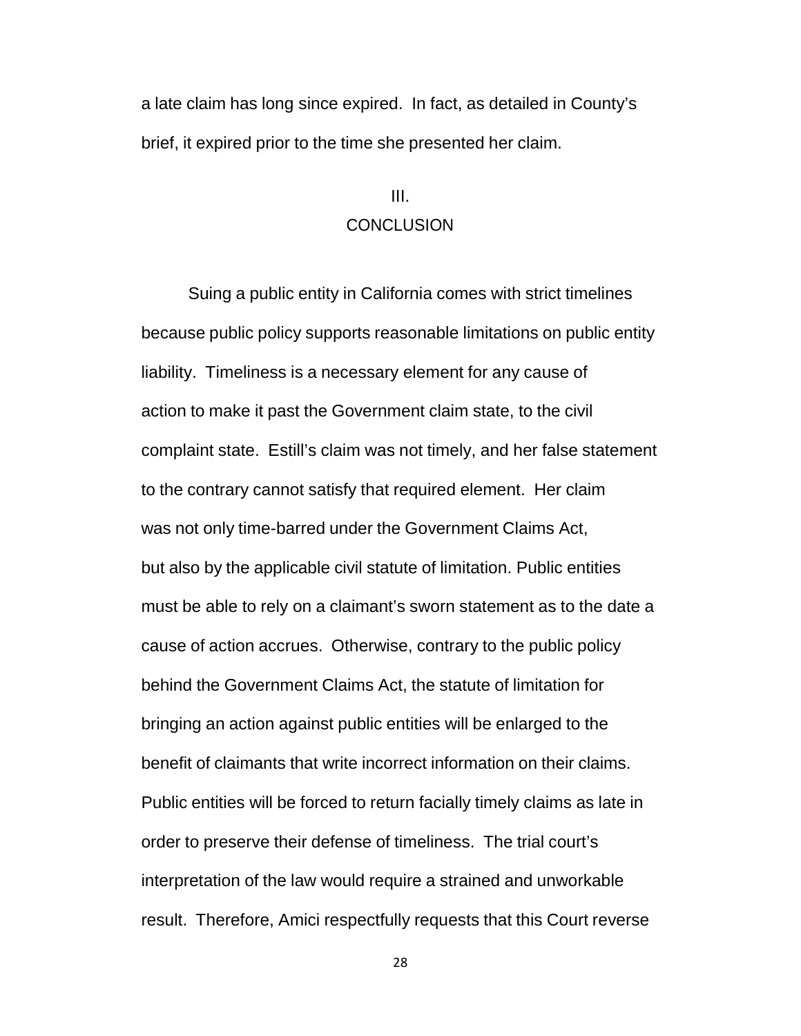a late claim has long since expired. In fact, as detailed in County's brief, it expired prior to the time she presented her claim.

## III.
## CONCLUSION

Suing a public entity in California comes with strict timelines because public policy supports reasonable limitations on public entity liability. Timeliness is a necessary element for any cause of action to make it past the Government claim state, to the civil complaint state. Estill's claim was not timely, and her false statement to the contrary cannot satisfy that required element. Her claim was not only time-barred under the Government Claims Act, but also by the applicable civil statute of limitation. Public entities must be able to rely on a claimant's sworn statement as to the date a cause of action accrues. Otherwise, contrary to the public policy behind the Government Claims Act, the statute of limitation for bringing an action against public entities will be enlarged to the benefit of claimants that write incorrect information on their claims. Public entities will be forced to return facially timely claims as late in order to preserve their defense of timeliness. The trial court's interpretation of the law would require a strained and unworkable result. Therefore, Amici respectfully requests that this Court reverse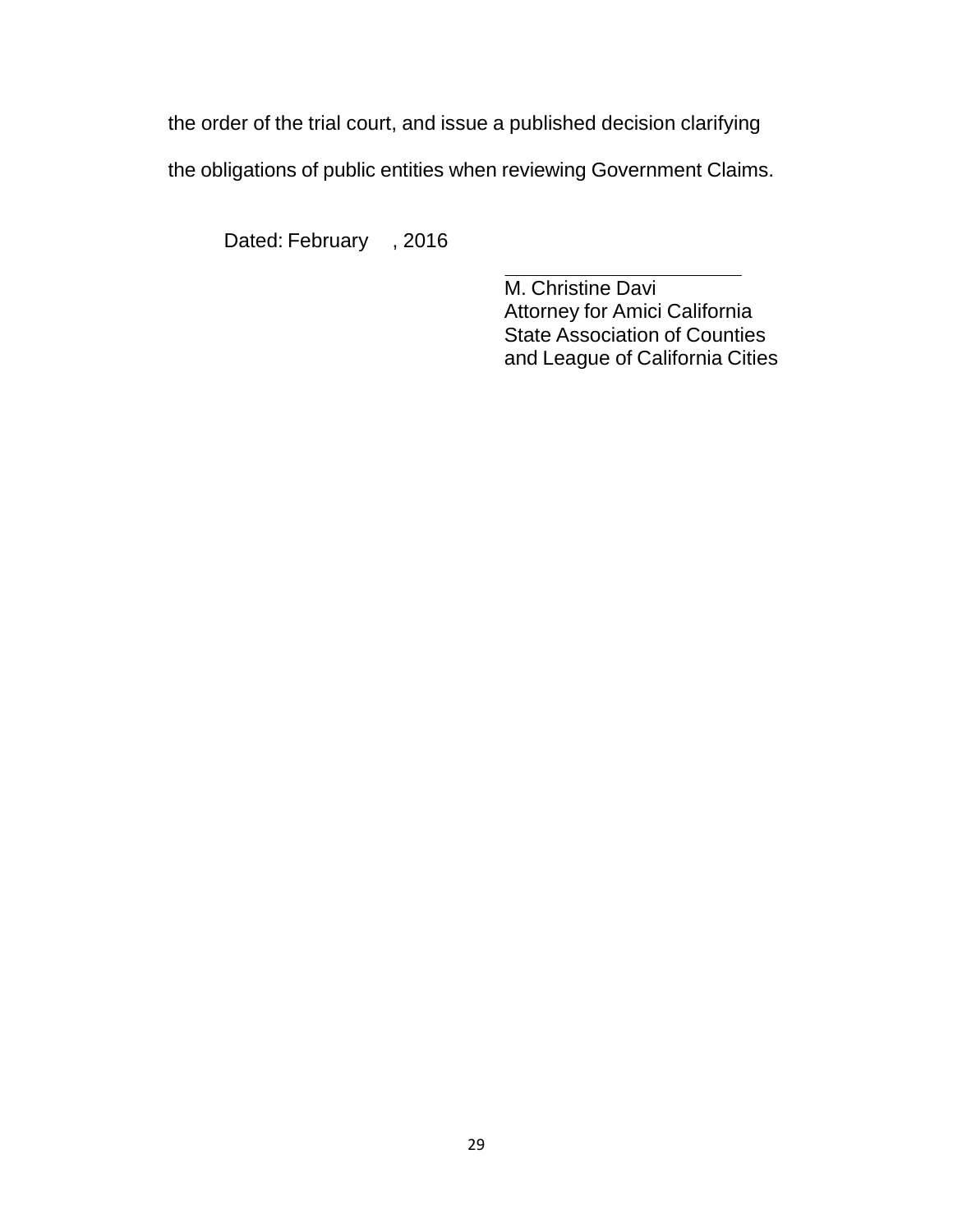the order of the trial court, and issue a published decision clarifying the obligations of public entities when reviewing Government Claims.

Dated: February , 2016

\_\_\_\_\_\_\_\_\_\_\_\_\_\_\_\_\_\_\_\_\_\_\_\_

M. Christine Davi
Attorney for Amici California
State Association of Counties
and League of California Cities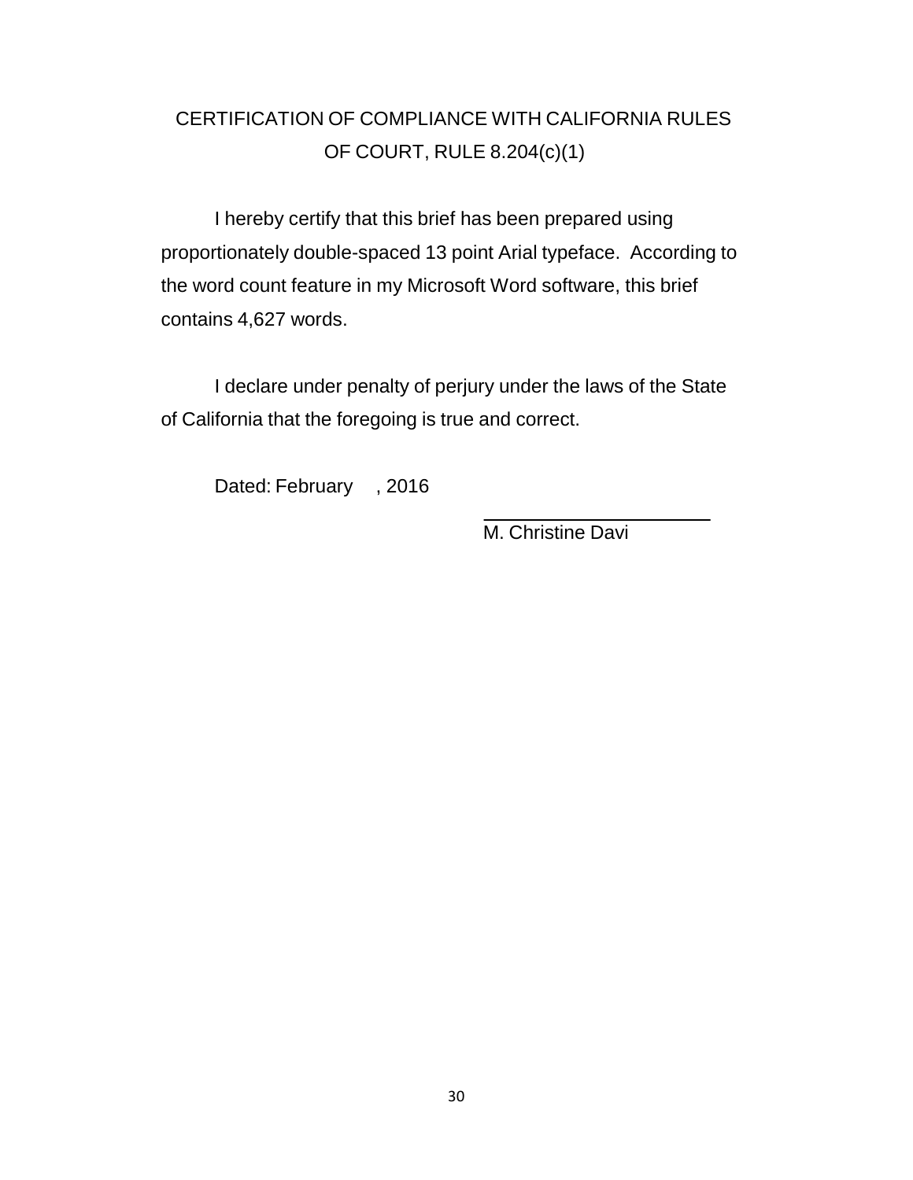## CERTIFICATION OF COMPLIANCE WITH CALIFORNIA RULES OF COURT, RULE 8.204(c)(1)

I hereby certify that this brief has been prepared using proportionately double-spaced 13 point Arial typeface. According to the word count feature in my Microsoft Word software, this brief contains 4,627 words.

I declare under penalty of perjury under the laws of the State of California that the foregoing is true and correct.

Dated: February , 2016

\_\_\_\_\_\_\_\_\_\_\_\_\_\_\_\_\_\_\_\_\_\_
M. Christine Davi